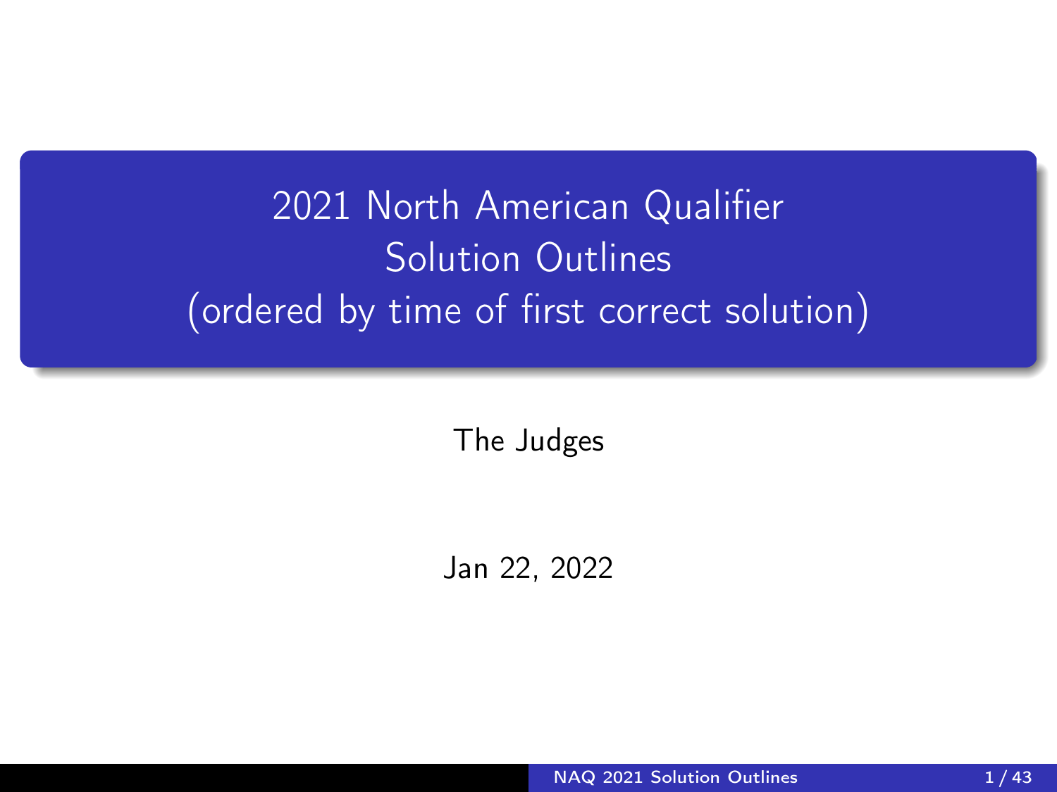# 2021 North American Qualifier Solution Outlines (ordered by time of first correct solution)

The Judges

Jan 22, 2022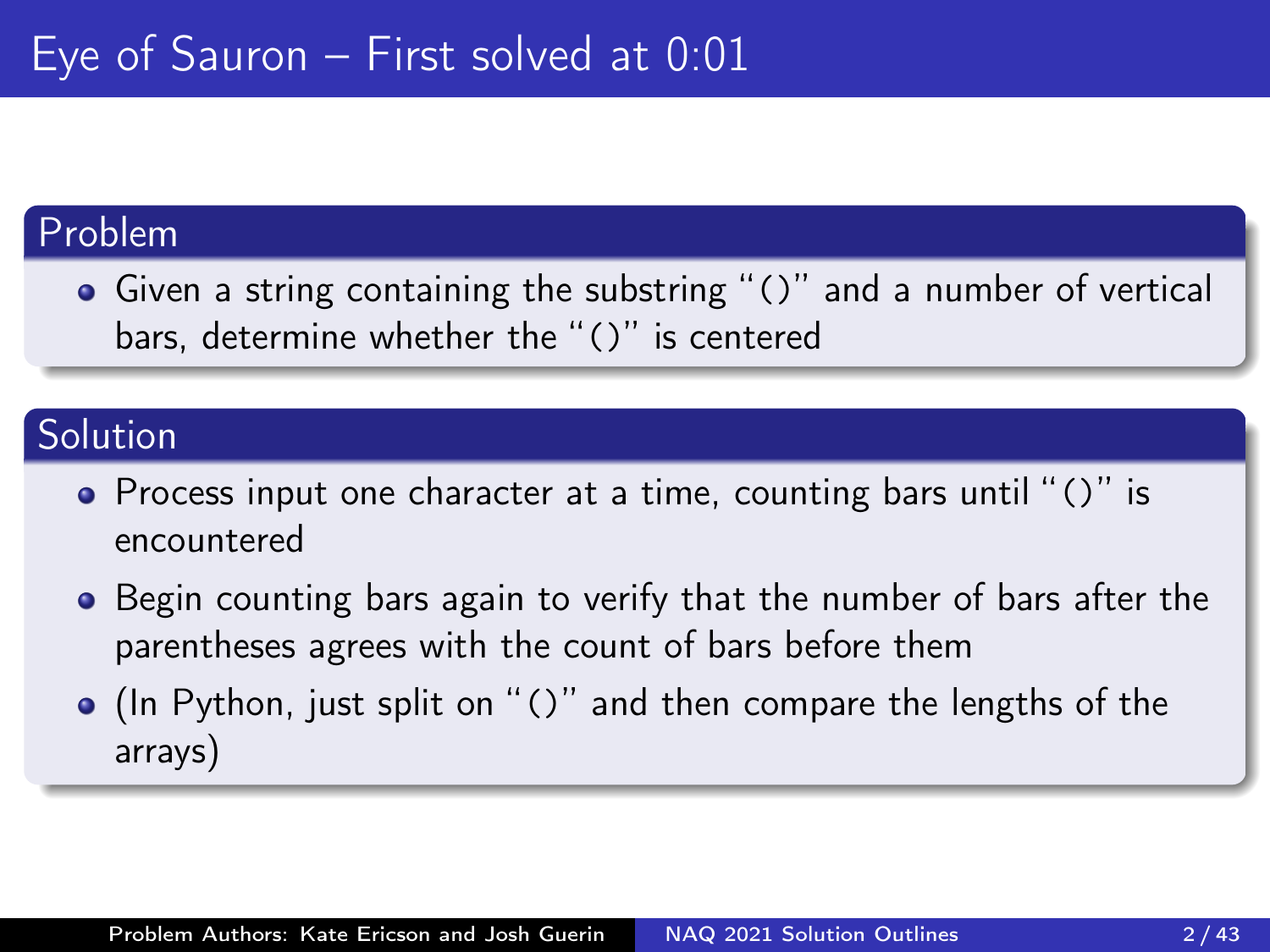# Eye of Sauron – First solved at 0:01

## Problem

- Given a string containing the substring “()” and a number of vertical bars, determine whether the “()” is centered

## Solution

- Process input one character at a time, counting bars until “()” is encountered
- Begin counting bars again to verify that the number of bars after the parentheses agrees with the count of bars before them
- (In Python, just split on “()” and then compare the lengths of the arrays)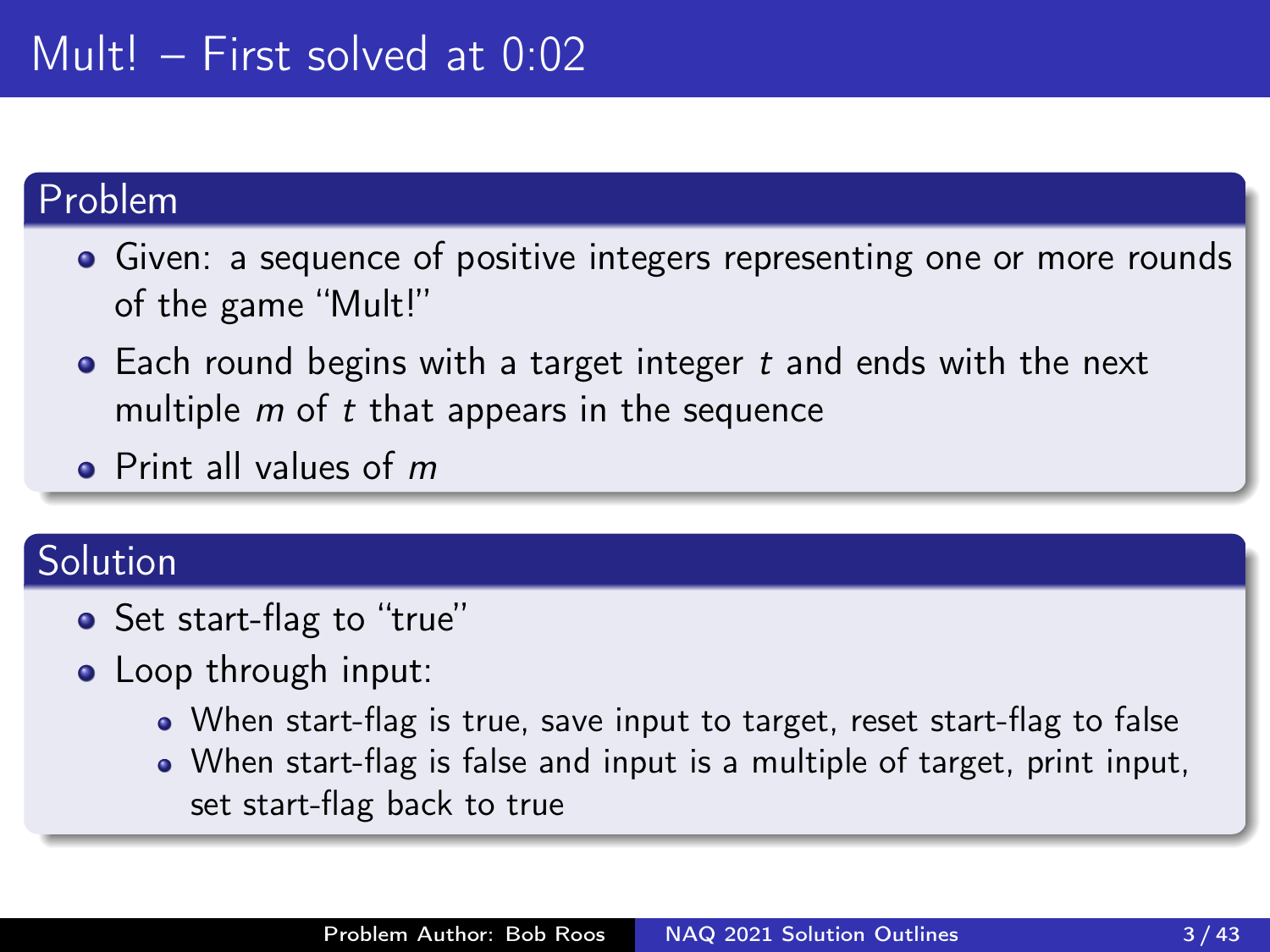# Mult! – First solved at 0:02

## Problem

- Given: a sequence of positive integers representing one or more rounds of the game "Mult!"
- Each round begins with a target integer $t$ and ends with the next multiple $m$ of $t$ that appears in the sequence
- Print all values of $m$

## Solution

- Set start-flag to "true"
- Loop through input:
  - When start-flag is true, save input to target, reset start-flag to false
  - When start-flag is false and input is a multiple of target, print input, set start-flag back to true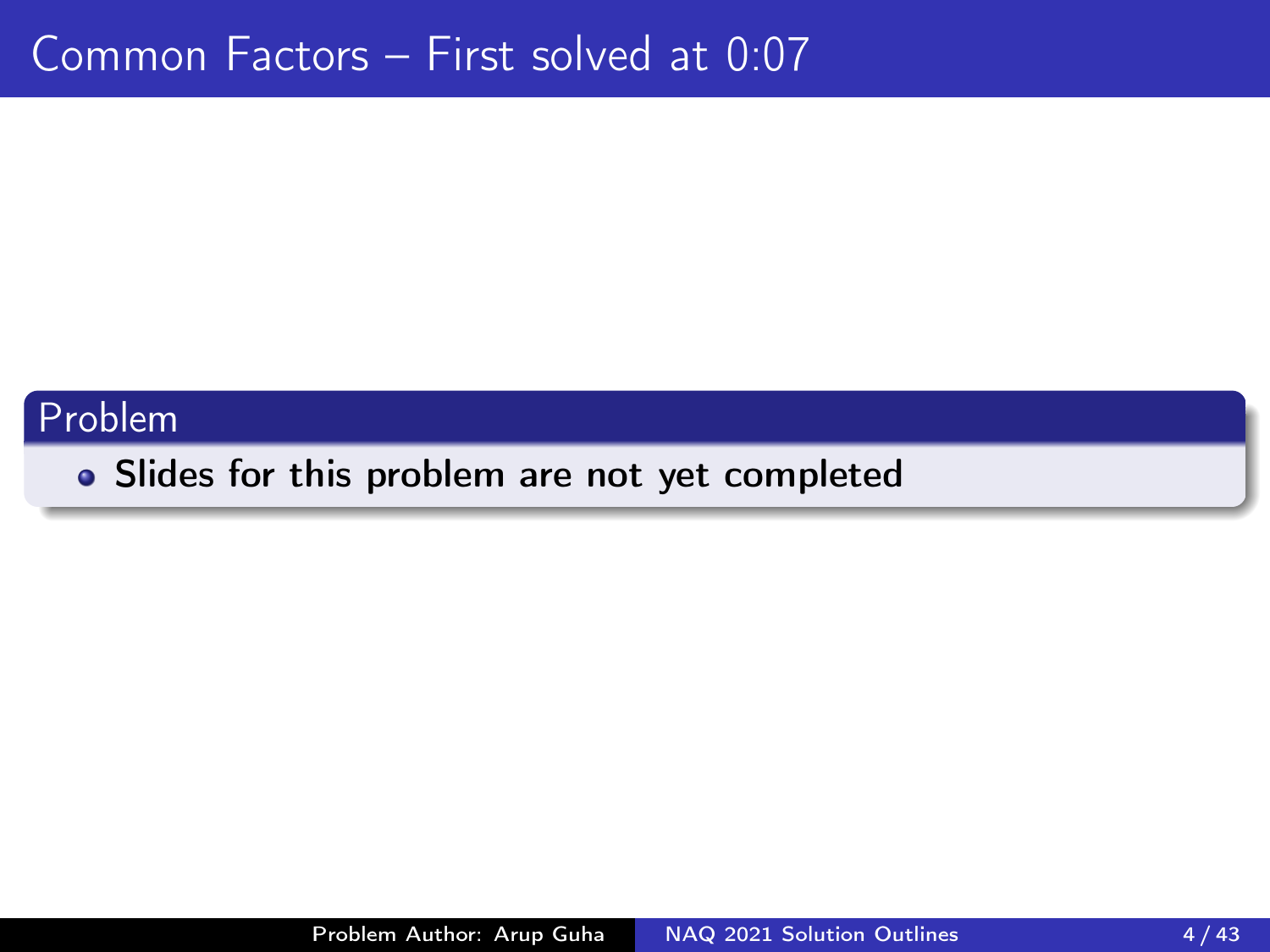# Common Factors – First solved at 0:07

## Problem

- **Slides for this problem are not yet completed**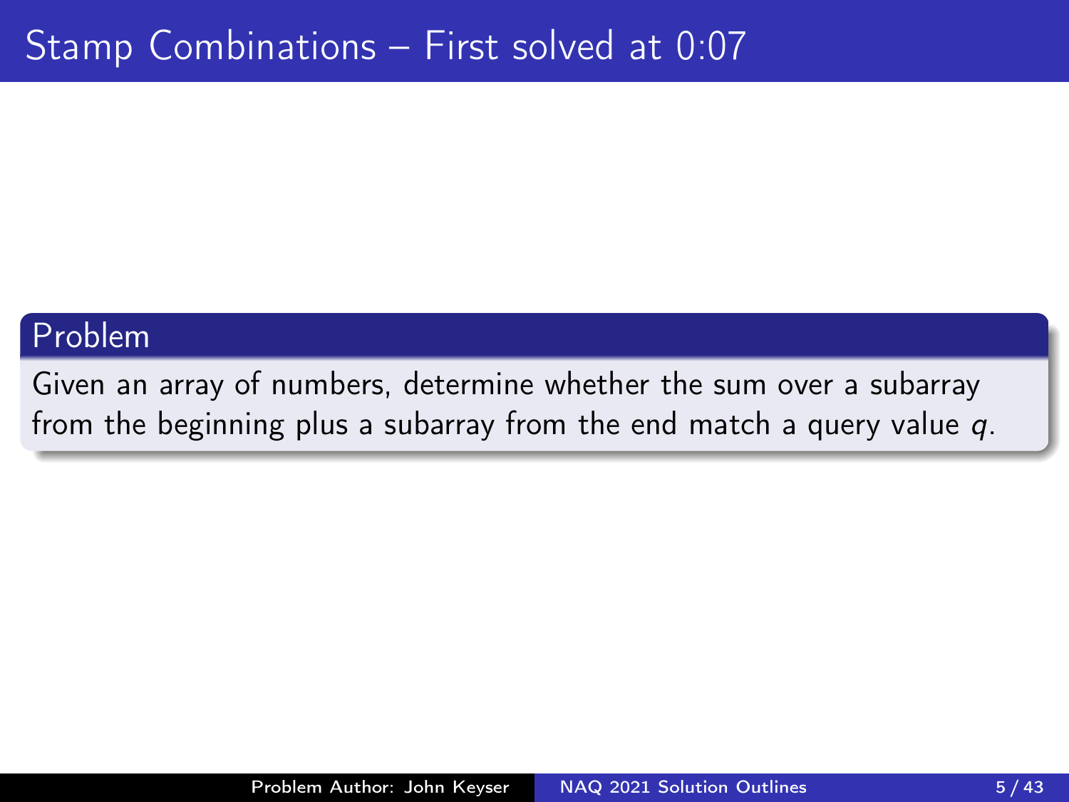# Stamp Combinations – First solved at 0:07

## Problem

Given an array of numbers, determine whether the sum over a subarray from the beginning plus a subarray from the end match a query value $q$.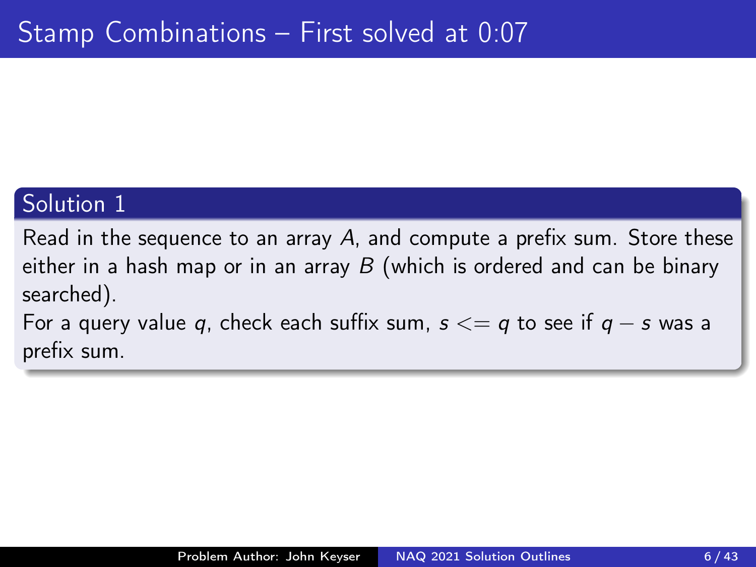# Stamp Combinations – First solved at 0:07

## Solution 1

Read in the sequence to an array $A$, and compute a prefix sum. Store these either in a hash map or in an array $B$ (which is ordered and can be binary searched).

For a query value $q$, check each suffix sum, $s <= q$ to see if $q - s$ was a prefix sum.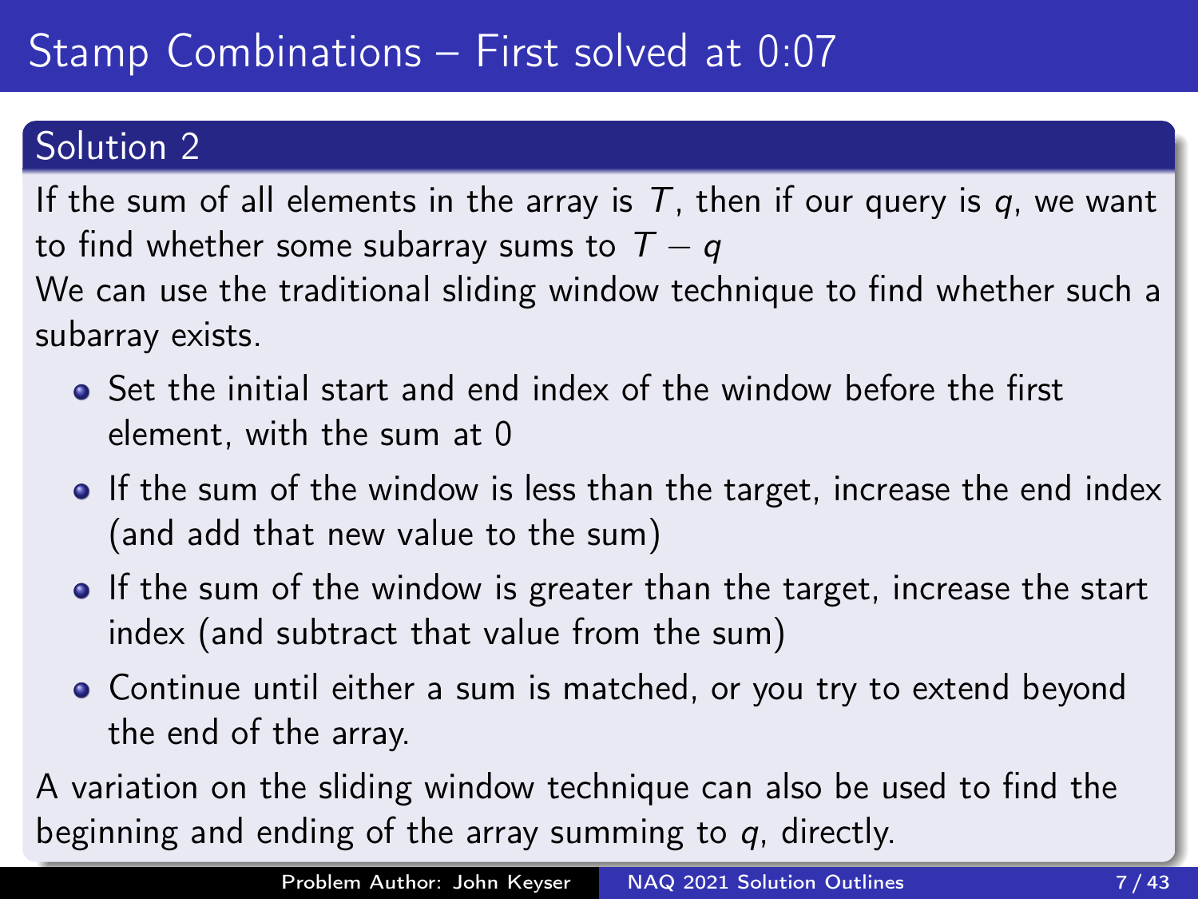# Stamp Combinations – First solved at 0:07

## Solution 2

If the sum of all elements in the array is $T$, then if our query is $q$, we want to find whether some subarray sums to $T - q$

We can use the traditional sliding window technique to find whether such a subarray exists.

- Set the initial start and end index of the window before the first element, with the sum at 0
- If the sum of the window is less than the target, increase the end index (and add that new value to the sum)
- If the sum of the window is greater than the target, increase the start index (and subtract that value from the sum)
- Continue until either a sum is matched, or you try to extend beyond the end of the array.

A variation on the sliding window technique can also be used to find the beginning and ending of the array summing to $q$, directly.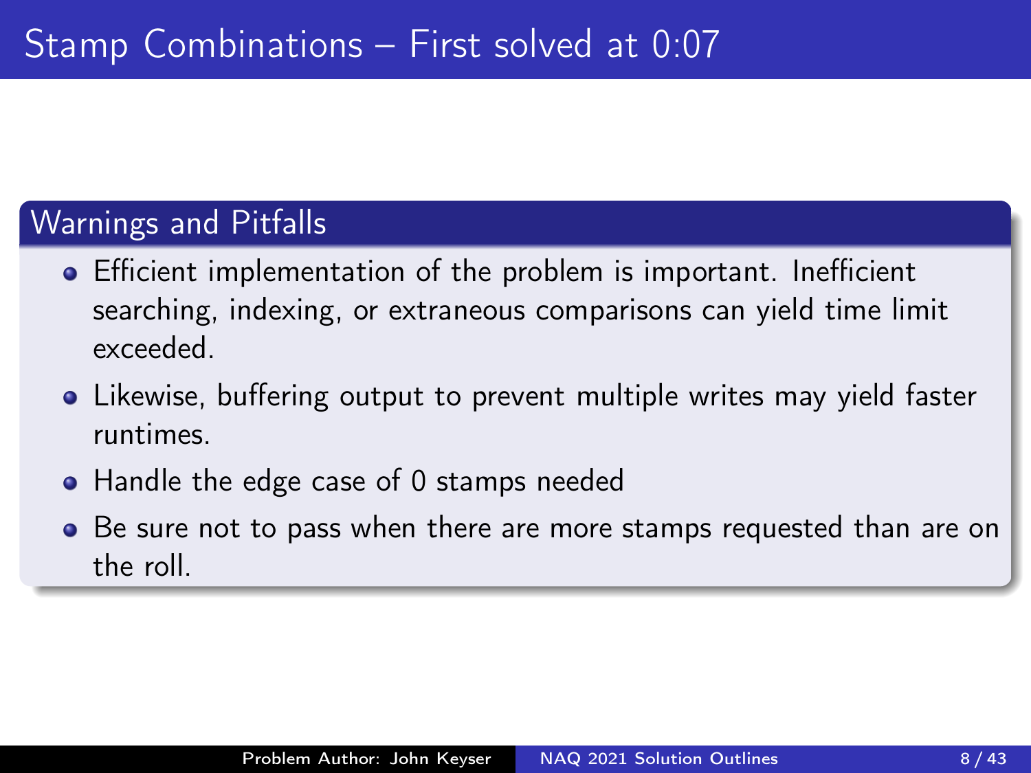# Stamp Combinations – First solved at 0:07

## Warnings and Pitfalls

- Efficient implementation of the problem is important. Inefficient searching, indexing, or extraneous comparisons can yield time limit exceeded.
- Likewise, buffering output to prevent multiple writes may yield faster runtimes.
- Handle the edge case of 0 stamps needed
- Be sure not to pass when there are more stamps requested than are on the roll.

Problem Author: John Keyser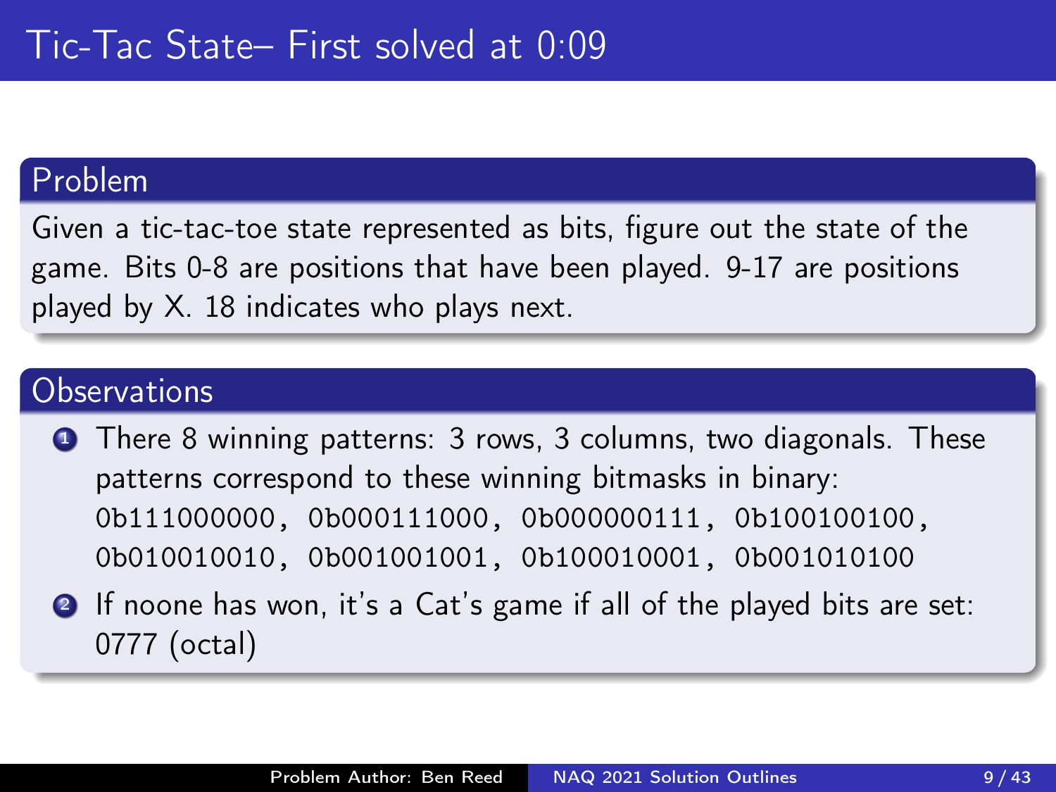# Tic-Tac State– First solved at 0:09

## Problem

Given a tic-tac-toe state represented as bits, figure out the state of the game. Bits 0-8 are positions that have been played. 9-17 are positions played by X. 18 indicates who plays next.

## Observations

1. There 8 winning patterns: 3 rows, 3 columns, two diagonals. These patterns correspond to these winning bitmasks in binary: `0b111000000`, `0b000111000`, `0b000000111`, `0b100100100`, `0b010010010`, `0b001001001`, `0b100010001`, `0b001010100`
2. If noone has won, it's a Cat's game if all of the played bits are set: 0777 (octal)

Problem Author: Ben Reed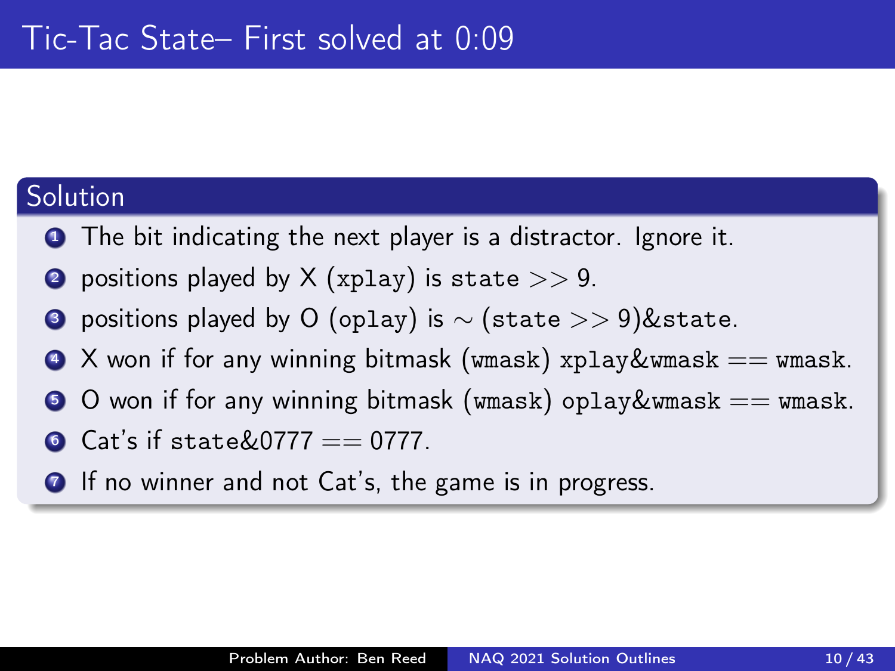# Tic-Tac State– First solved at 0:09

## Solution

1. The bit indicating the next player is a distractor. Ignore it.
2. positions played by X (`xplay`) is `state` >> 9.
3. positions played by O (`oplay`) is ∼ (`state` >> 9)&`state`.
4. X won if for any winning bitmask (`wmask`) `xplay`&`wmask` == `wmask`.
5. O won if for any winning bitmask (`wmask`) `oplay`&`wmask` == `wmask`.
6. Cat's if `state`&0777 == 0777.
7. If no winner and not Cat's, the game is in progress.

Problem Author: Ben Reed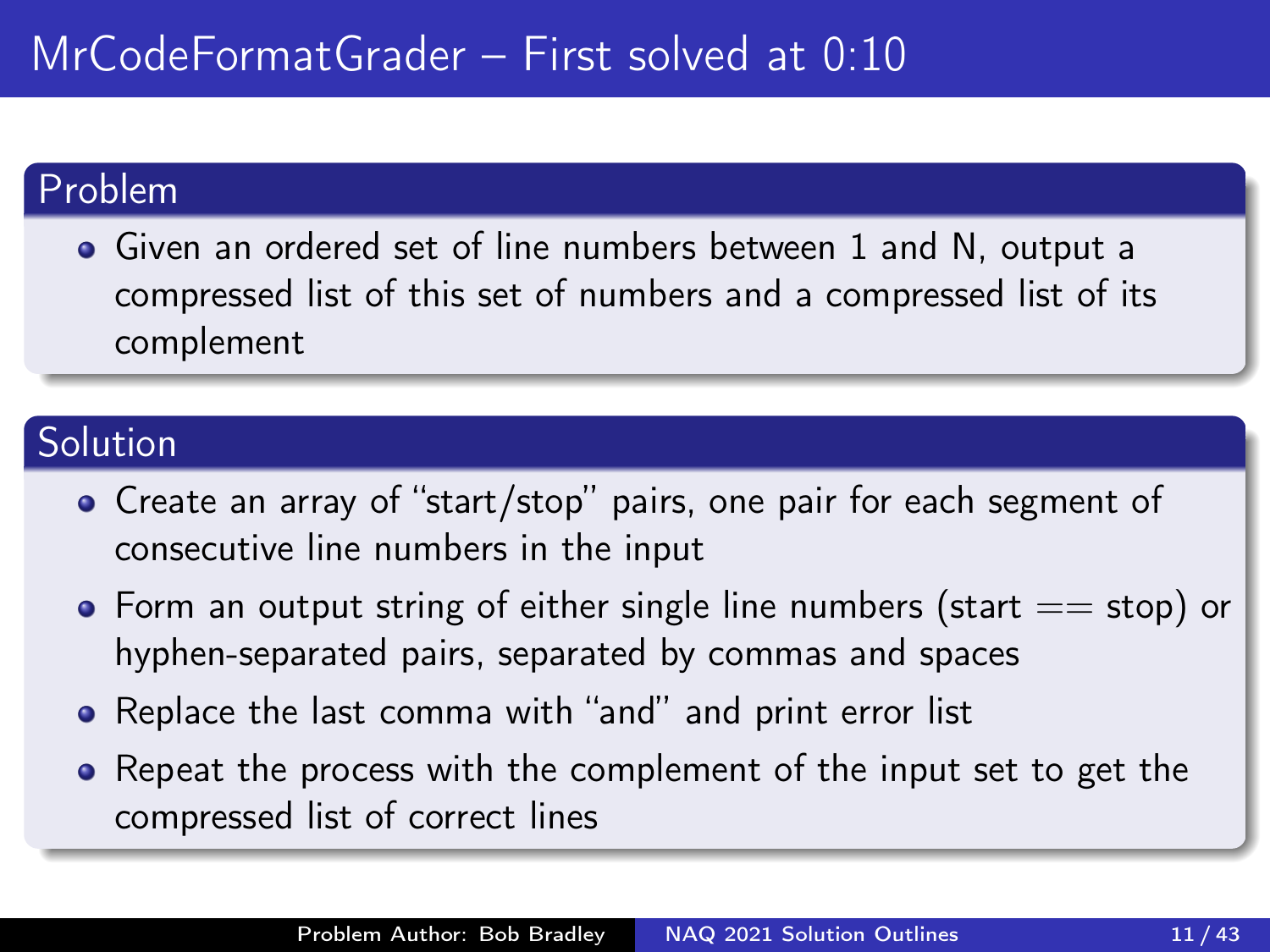# MrCodeFormatGrader – First solved at 0:10

## Problem

- Given an ordered set of line numbers between 1 and N, output a compressed list of this set of numbers and a compressed list of its complement

## Solution

- Create an array of "start/stop" pairs, one pair for each segment of consecutive line numbers in the input
- Form an output string of either single line numbers (start == stop) or hyphen-separated pairs, separated by commas and spaces
- Replace the last comma with "and" and print error list
- Repeat the process with the complement of the input set to get the compressed list of correct lines

Problem Author: Bob Bradley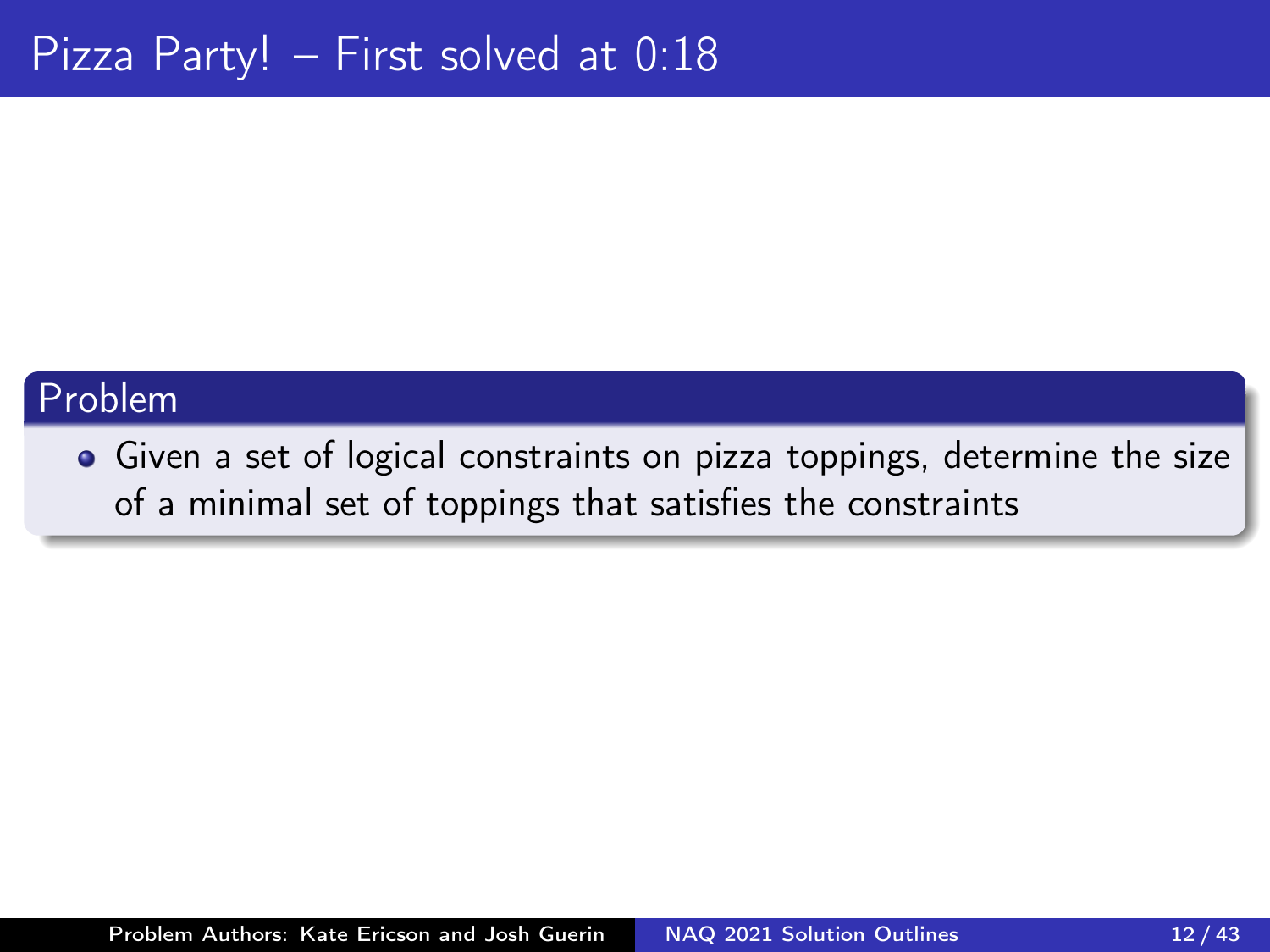# Pizza Party! – First solved at 0:18

## Problem

- Given a set of logical constraints on pizza toppings, determine the size of a minimal set of toppings that satisfies the constraints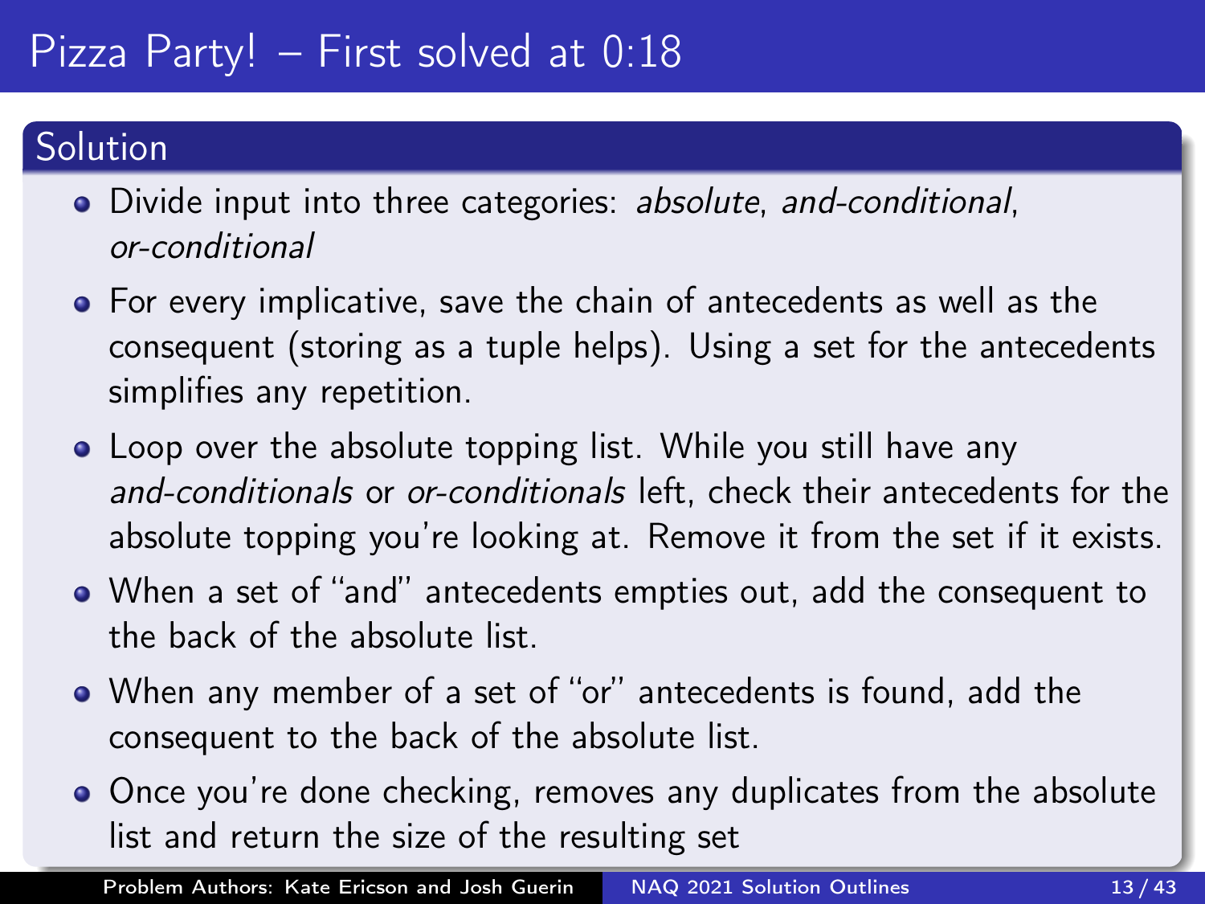# Pizza Party! – First solved at 0:18

## Solution

- Divide input into three categories: *absolute*, *and-conditional*, *or-conditional*
- For every implicative, save the chain of antecedents as well as the consequent (storing as a tuple helps). Using a set for the antecedents simplifies any repetition.
- Loop over the absolute topping list. While you still have any *and-conditionals* or *or-conditionals* left, check their antecedents for the absolute topping you're looking at. Remove it from the set if it exists.
- When a set of "and" antecedents empties out, add the consequent to the back of the absolute list.
- When any member of a set of "or" antecedents is found, add the consequent to the back of the absolute list.
- Once you're done checking, removes any duplicates from the absolute list and return the size of the resulting set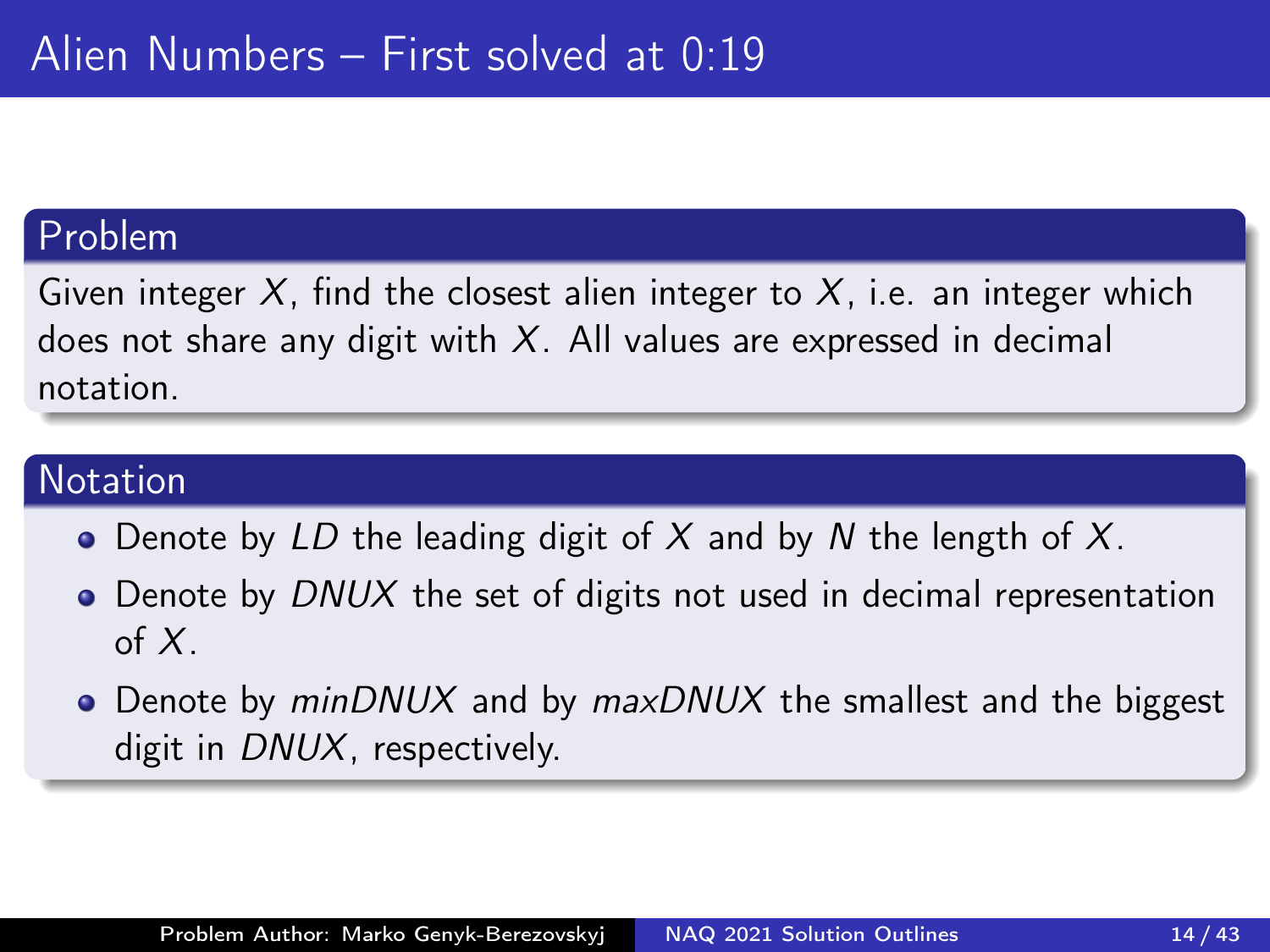# Alien Numbers – First solved at 0:19

## Problem

Given integer $X$, find the closest alien integer to $X$, i.e. an integer which does not share any digit with $X$. All values are expressed in decimal notation.

## Notation

- Denote by $LD$ the leading digit of $X$ and by $N$ the length of $X$.
- Denote by $DNUX$ the set of digits not used in decimal representation of $X$.
- Denote by $minDNUX$ and by $maxDNUX$ the smallest and the biggest digit in $DNUX$, respectively.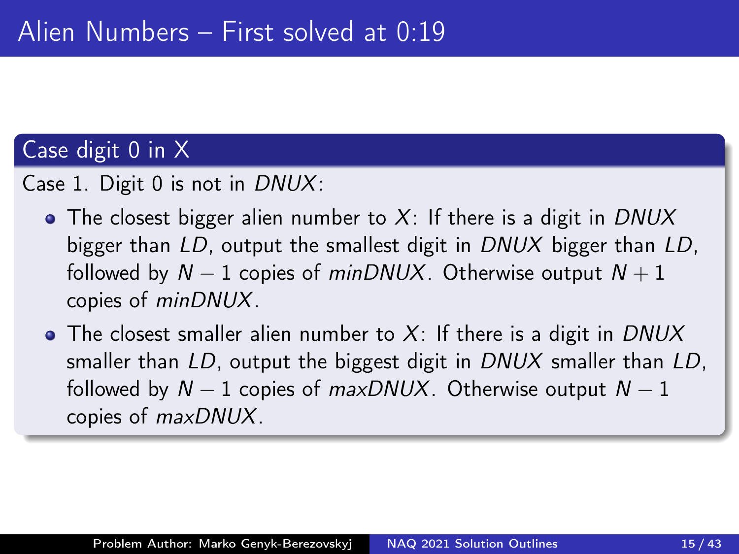# Alien Numbers – First solved at 0:19

## Case digit 0 in X

Case 1. Digit 0 is not in $DNUX$:

- The closest bigger alien number to $X$: If there is a digit in $DNUX$ bigger than $LD$, output the smallest digit in $DNUX$ bigger than $LD$, followed by $N-1$ copies of $minDNUX$. Otherwise output $N+1$ copies of $minDNUX$.
- The closest smaller alien number to $X$: If there is a digit in $DNUX$ smaller than $LD$, output the biggest digit in $DNUX$ smaller than $LD$, followed by $N-1$ copies of $maxDNUX$. Otherwise output $N-1$ copies of $maxDNUX$.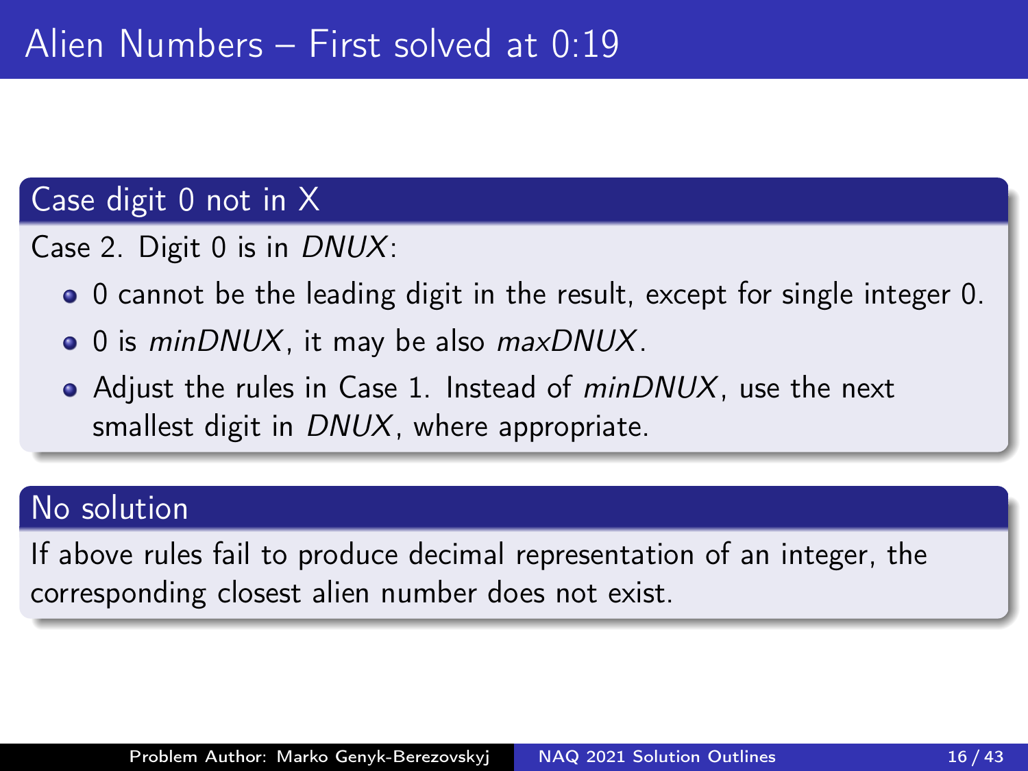# Alien Numbers – First solved at 0:19

## Case digit 0 not in X

Case 2. Digit 0 is in *DNUX*:

- 0 cannot be the leading digit in the result, except for single integer 0.
- 0 is *minDNUX*, it may be also *maxDNUX*.
- Adjust the rules in Case 1. Instead of *minDNUX*, use the next smallest digit in *DNUX*, where appropriate.

## No solution

If above rules fail to produce decimal representation of an integer, the corresponding closest alien number does not exist.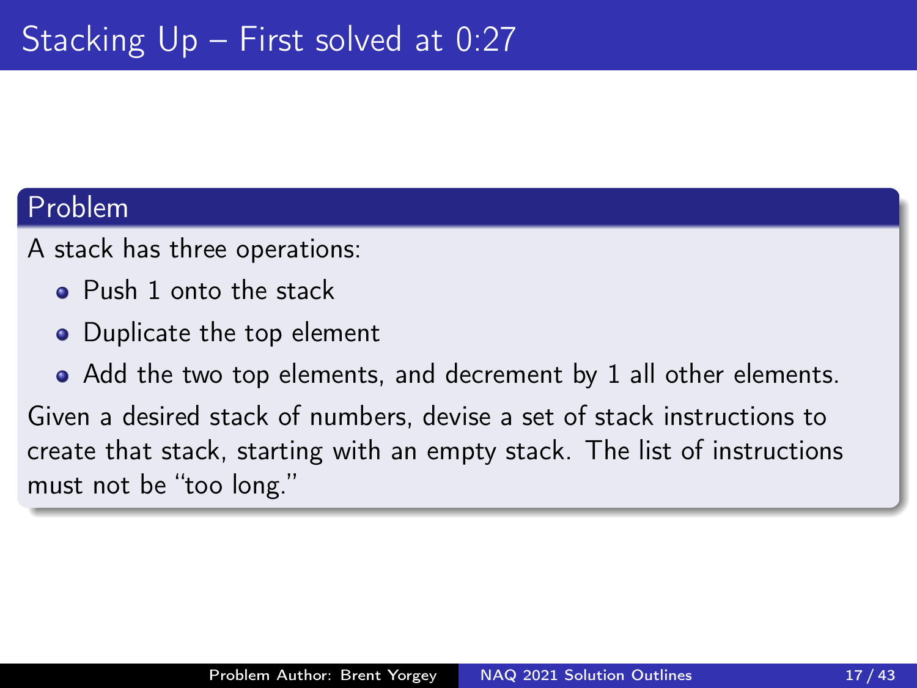# Stacking Up – First solved at 0:27

## Problem

A stack has three operations:

- Push 1 onto the stack
- Duplicate the top element
- Add the two top elements, and decrement by 1 all other elements.

Given a desired stack of numbers, devise a set of stack instructions to create that stack, starting with an empty stack. The list of instructions must not be "too long."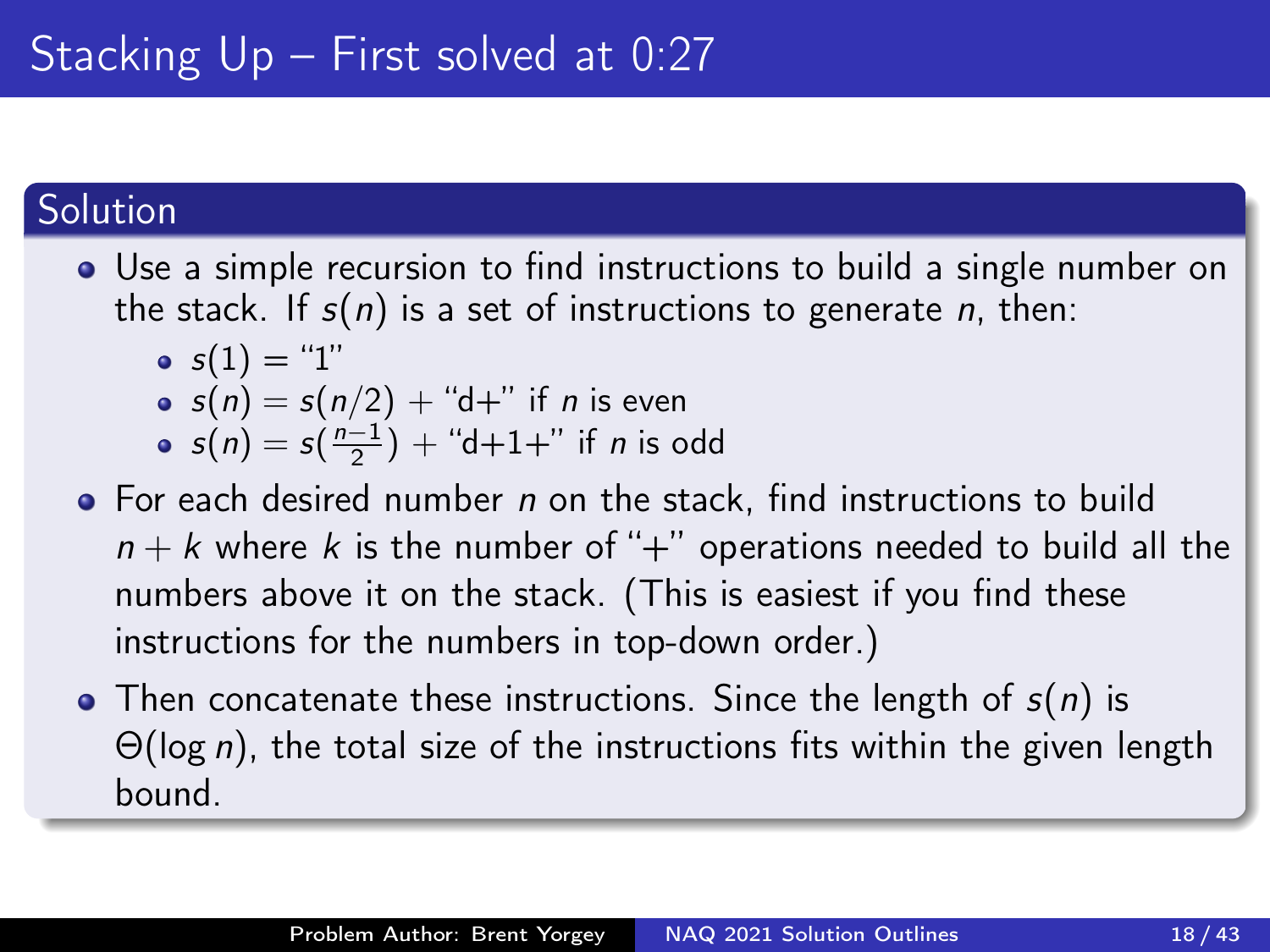# Stacking Up – First solved at 0:27

## Solution

- Use a simple recursion to find instructions to build a single number on the stack. If $s(n)$ is a set of instructions to generate $n$, then:
  - $s(1) =$ "1"
  - $s(n) = s(n/2) +$ "d+" if $n$ is even
  - $s(n) = s(\frac{n-1}{2}) +$ "d+1+" if $n$ is odd
- For each desired number $n$ on the stack, find instructions to build $n + k$ where $k$ is the number of "+" operations needed to build all the numbers above it on the stack. (This is easiest if you find these instructions for the numbers in top-down order.)
- Then concatenate these instructions. Since the length of $s(n)$ is $\Theta(\log n)$, the total size of the instructions fits within the given length bound.

Problem Author: Brent Yorgey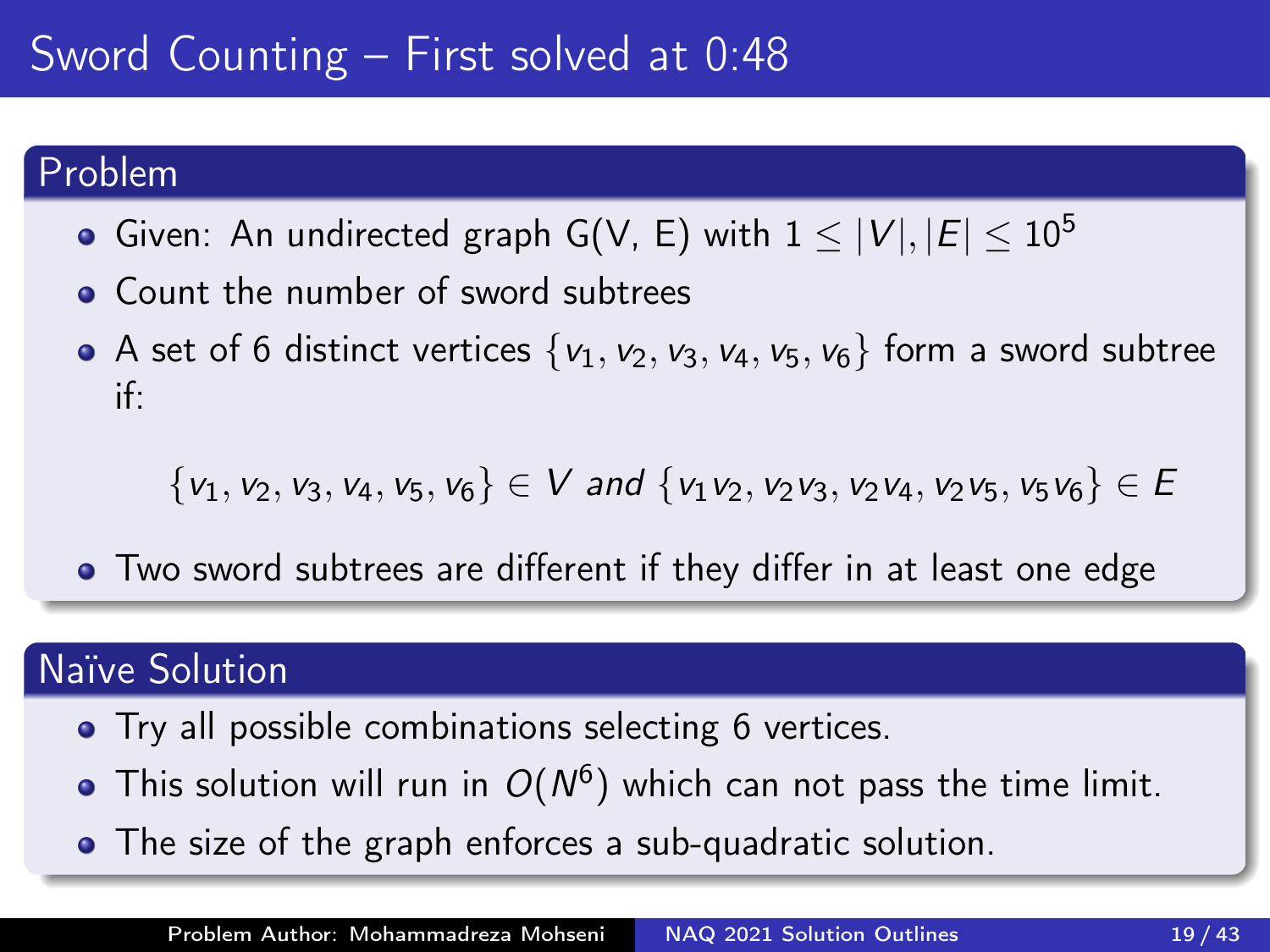# Sword Counting – First solved at 0:48

## Problem

- Given: An undirected graph G(V, E) with $1 \leq |V|, |E| \leq 10^5$
- Count the number of sword subtrees
- A set of 6 distinct vertices $\{v_1, v_2, v_3, v_4, v_5, v_6\}$ form a sword subtree if:

$$\{v_1, v_2, v_3, v_4, v_5, v_6\} \in V \textit{ and } \{v_1v_2, v_2v_3, v_2v_4, v_2v_5, v_5v_6\} \in E$$

- Two sword subtrees are different if they differ in at least one edge

## Naïve Solution

- Try all possible combinations selecting 6 vertices.
- This solution will run in $O(N^6)$ which can not pass the time limit.
- The size of the graph enforces a sub-quadratic solution.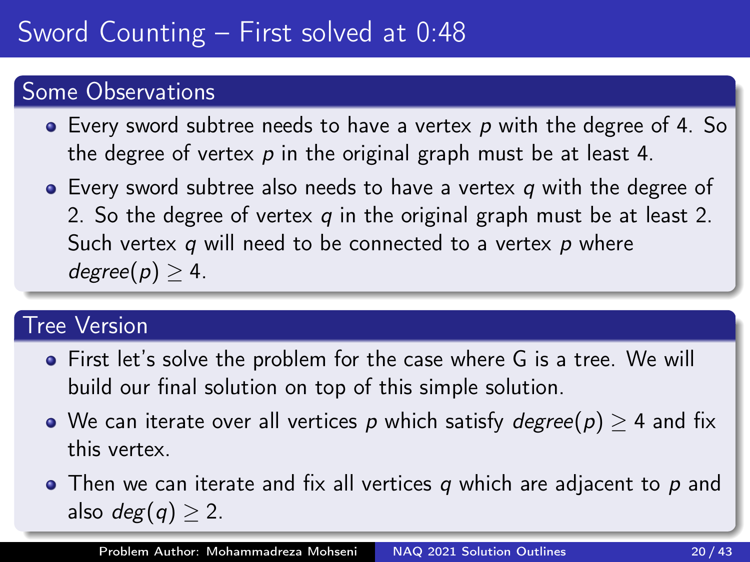# Sword Counting – First solved at 0:48

## Some Observations

- Every sword subtree needs to have a vertex $p$ with the degree of 4. So the degree of vertex $p$ in the original graph must be at least 4.
- Every sword subtree also needs to have a vertex $q$ with the degree of 2. So the degree of vertex $q$ in the original graph must be at least 2. Such vertex $q$ will need to be connected to a vertex $p$ where $degree(p) \geq 4$.

## Tree Version

- First let's solve the problem for the case where G is a tree. We will build our final solution on top of this simple solution.
- We can iterate over all vertices $p$ which satisfy $degree(p) \geq 4$ and fix this vertex.
- Then we can iterate and fix all vertices $q$ which are adjacent to $p$ and also $deg(q) \geq 2$.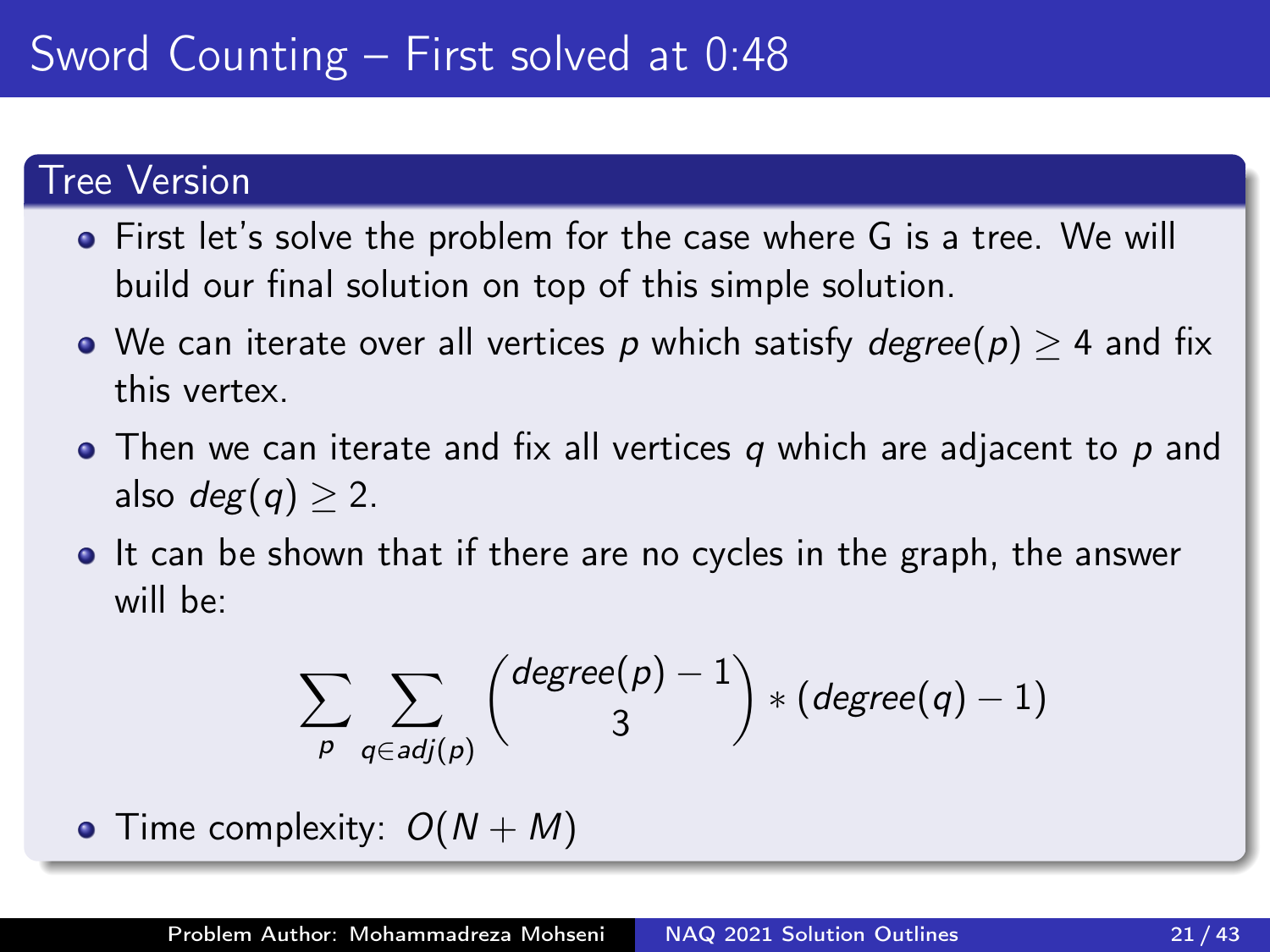# Sword Counting – First solved at 0:48

## Tree Version

- First let's solve the problem for the case where G is a tree. We will build our final solution on top of this simple solution.
- We can iterate over all vertices $p$ which satisfy $degree(p) \geq 4$ and fix this vertex.
- Then we can iterate and fix all vertices $q$ which are adjacent to $p$ and also $deg(q) \geq 2$.
- It can be shown that if there are no cycles in the graph, the answer will be:

$$\sum_{p} \sum_{q \in adj(p)} \binom{degree(p) - 1}{3} * (degree(q) - 1)$$

- Time complexity: $O(N + M)$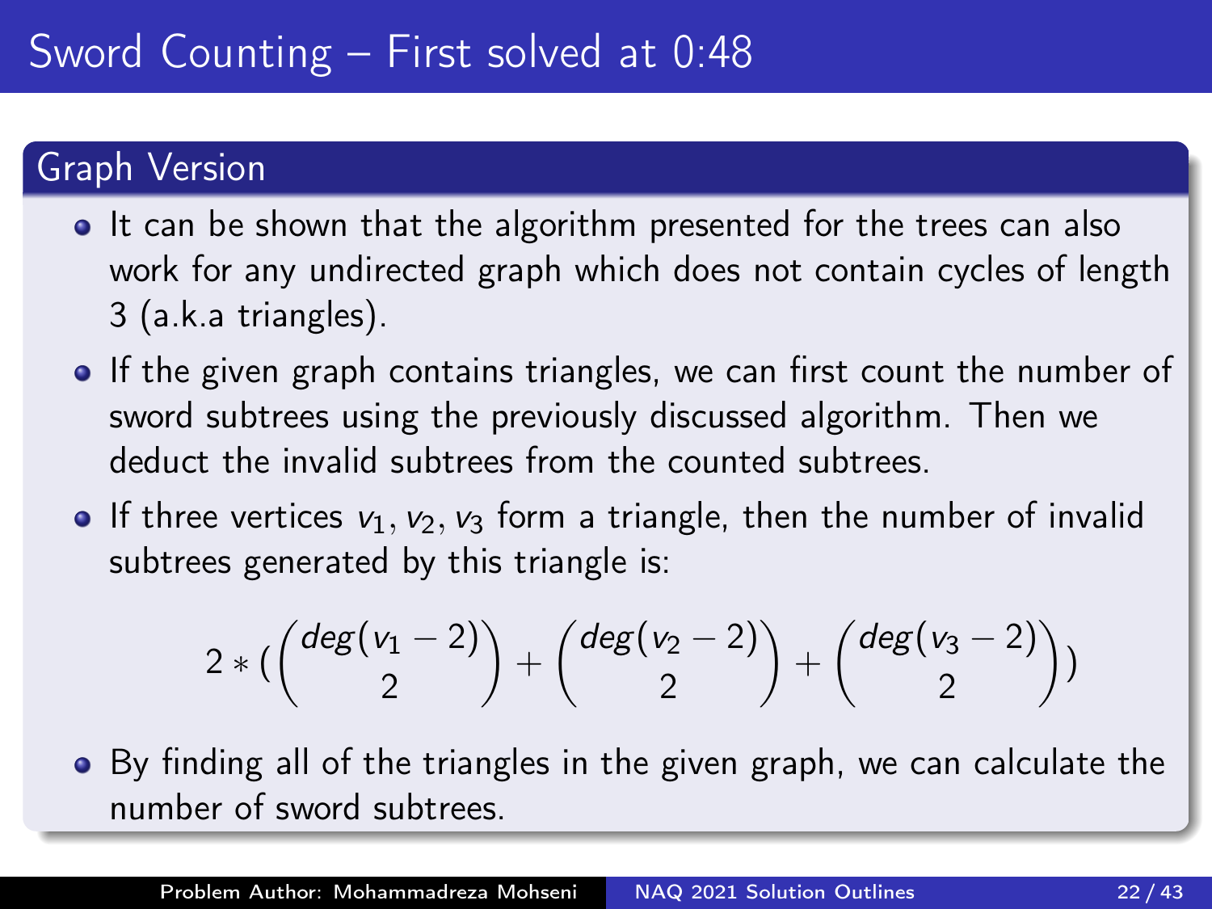# Sword Counting – First solved at 0:48

## Graph Version

- It can be shown that the algorithm presented for the trees can also work for any undirected graph which does not contain cycles of length 3 (a.k.a triangles).
- If the given graph contains triangles, we can first count the number of sword subtrees using the previously discussed algorithm. Then we deduct the invalid subtrees from the counted subtrees.
- If three vertices $v_1, v_2, v_3$ form a triangle, then the number of invalid subtrees generated by this triangle is:

$$2 * (\binom{deg(v_1 - 2)}{2} + \binom{deg(v_2 - 2)}{2} + \binom{deg(v_3 - 2)}{2})$$

- By finding all of the triangles in the given graph, we can calculate the number of sword subtrees.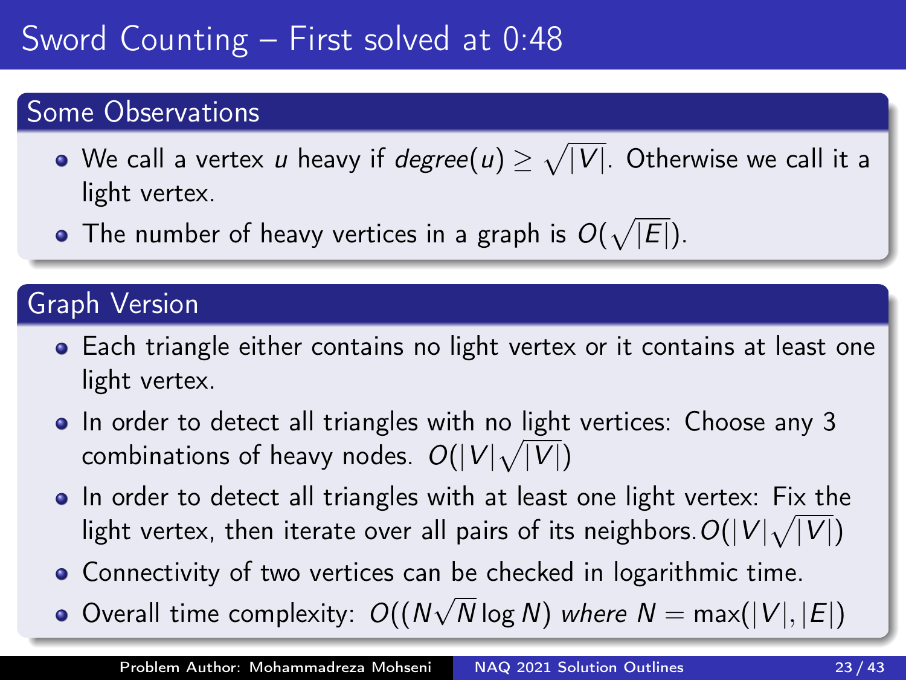# Sword Counting – First solved at 0:48

## Some Observations

- We call a vertex $u$ heavy if $degree(u) \geq \sqrt{|V|}$. Otherwise we call it a light vertex.
- The number of heavy vertices in a graph is $O(\sqrt{|E|})$.

## Graph Version

- Each triangle either contains no light vertex or it contains at least one light vertex.
- In order to detect all triangles with no light vertices: Choose any 3 combinations of heavy nodes. $O(|V|\sqrt{|V|})$
- In order to detect all triangles with at least one light vertex: Fix the light vertex, then iterate over all pairs of its neighbors. $O(|V|\sqrt{|V|})$
- Connectivity of two vertices can be checked in logarithmic time.
- Overall time complexity: $O((N\sqrt{N}\log N)$ *where* $N = \max(|V|, |E|)$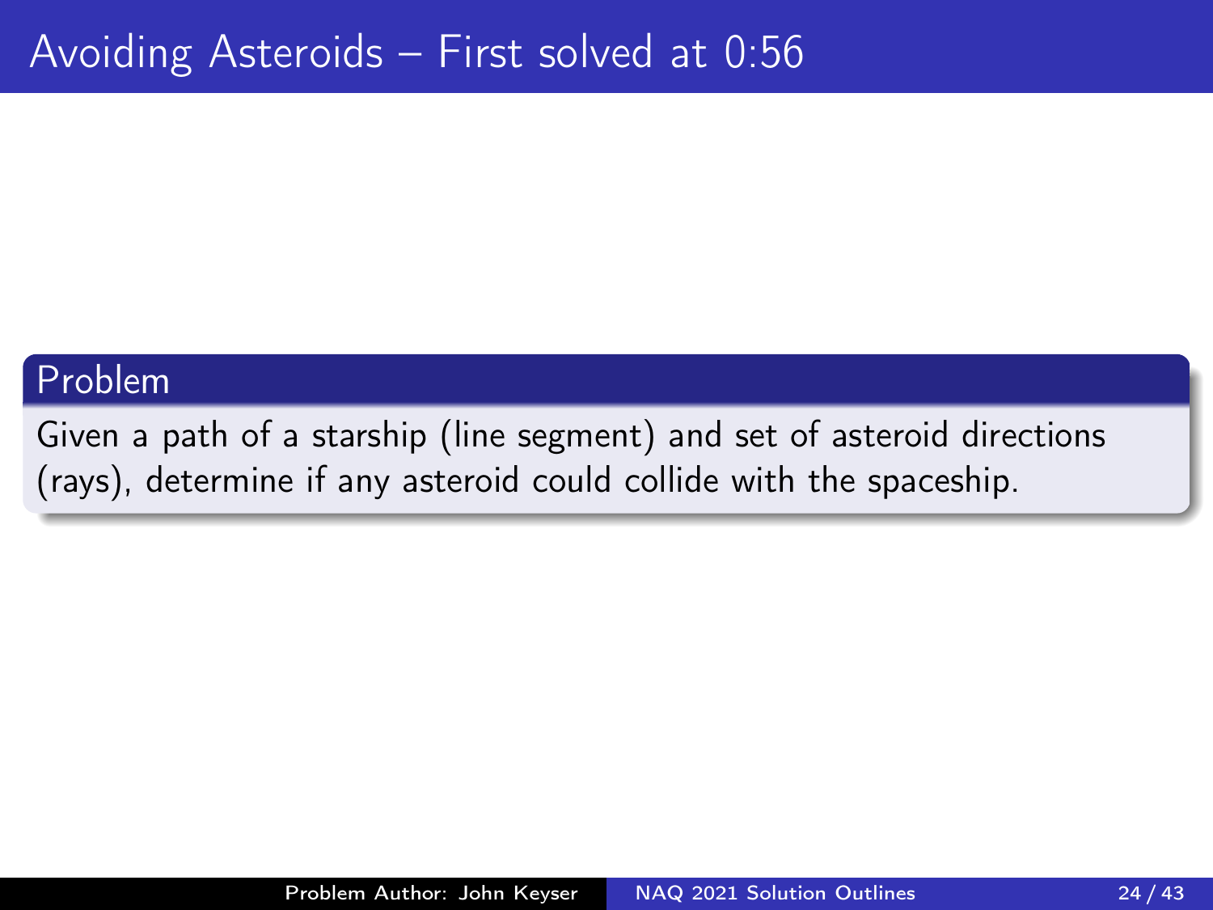# Avoiding Asteroids – First solved at 0:56

**Problem**

Given a path of a starship (line segment) and set of asteroid directions (rays), determine if any asteroid could collide with the spaceship.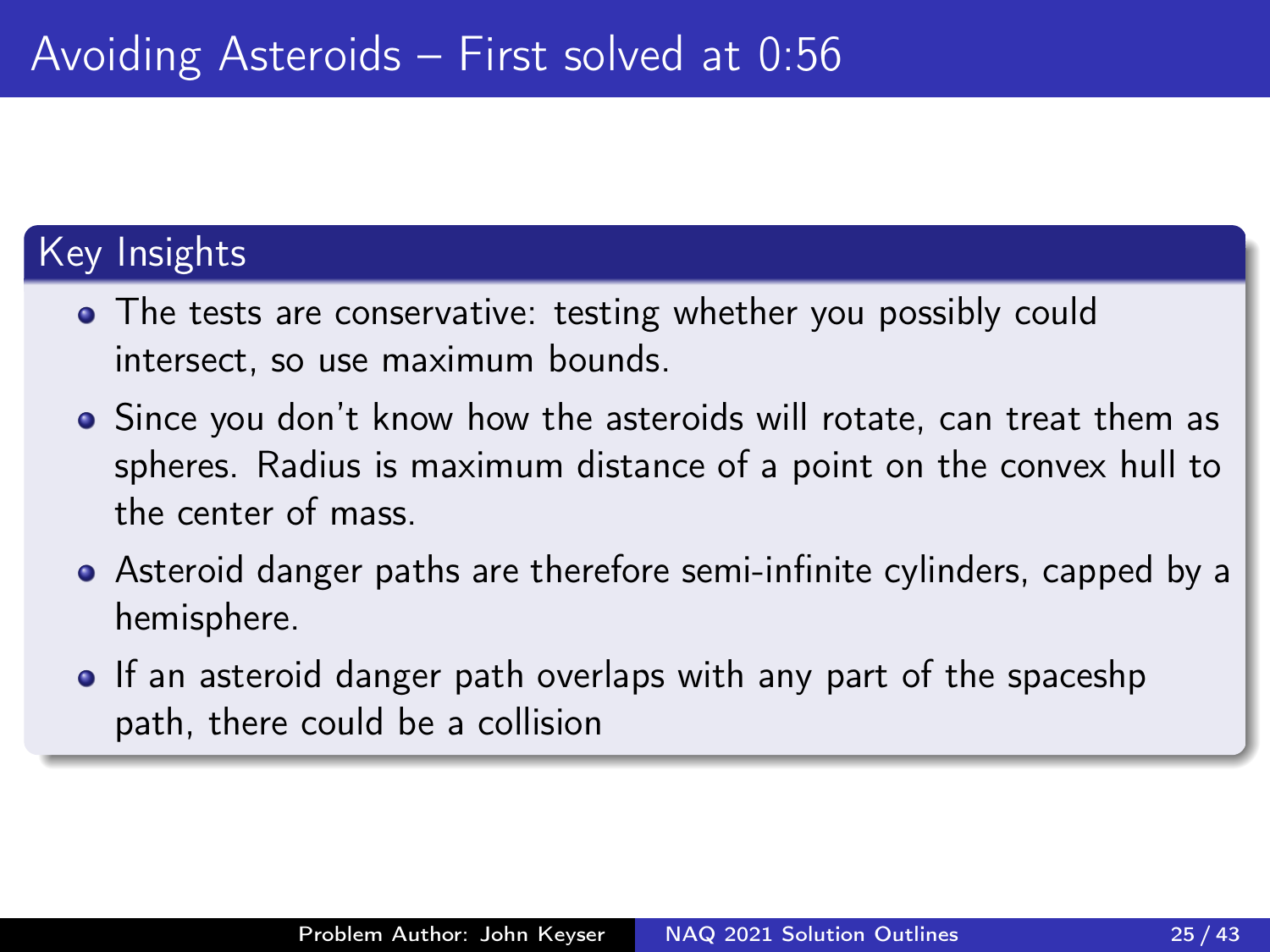# Avoiding Asteroids – First solved at 0:56

## Key Insights

- The tests are conservative: testing whether you possibly could intersect, so use maximum bounds.
- Since you don't know how the asteroids will rotate, can treat them as spheres. Radius is maximum distance of a point on the convex hull to the center of mass.
- Asteroid danger paths are therefore semi-infinite cylinders, capped by a hemisphere.
- If an asteroid danger path overlaps with any part of the spaceshp path, there could be a collision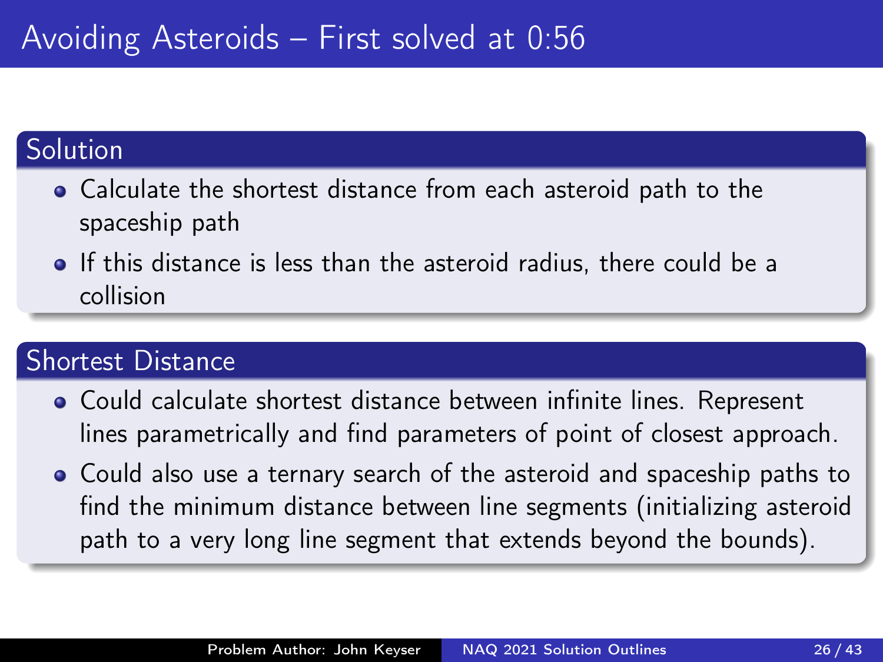# Avoiding Asteroids – First solved at 0:56

## Solution

- Calculate the shortest distance from each asteroid path to the spaceship path
- If this distance is less than the asteroid radius, there could be a collision

## Shortest Distance

- Could calculate shortest distance between infinite lines. Represent lines parametrically and find parameters of point of closest approach.
- Could also use a ternary search of the asteroid and spaceship paths to find the minimum distance between line segments (initializing asteroid path to a very long line segment that extends beyond the bounds).

Problem Author: John Keyser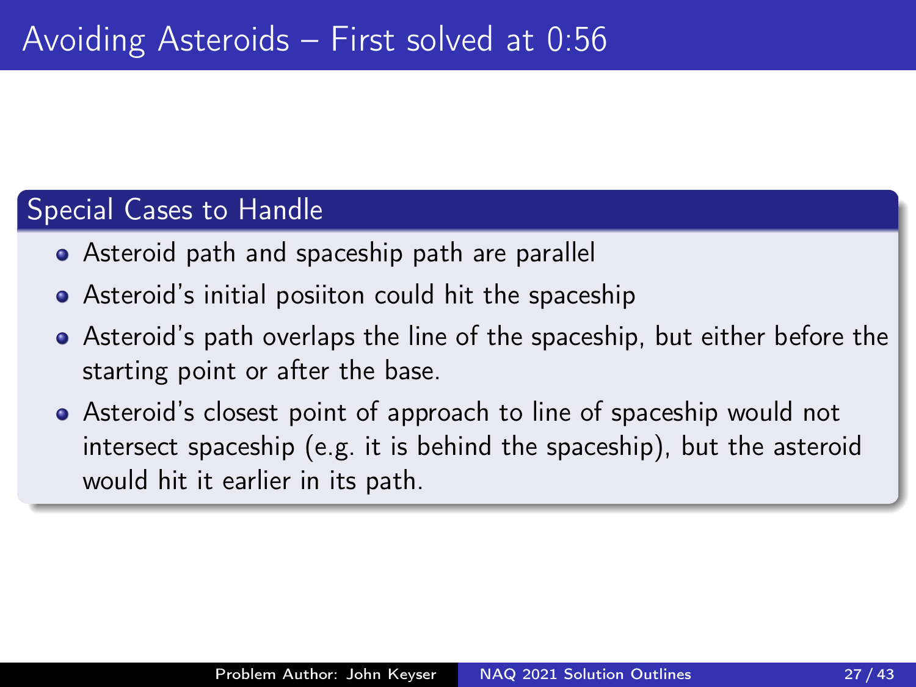# Avoiding Asteroids – First solved at 0:56

## Special Cases to Handle

- Asteroid path and spaceship path are parallel
- Asteroid's initial posiiton could hit the spaceship
- Asteroid's path overlaps the line of the spaceship, but either before the starting point or after the base.
- Asteroid's closest point of approach to line of spaceship would not intersect spaceship (e.g. it is behind the spaceship), but the asteroid would hit it earlier in its path.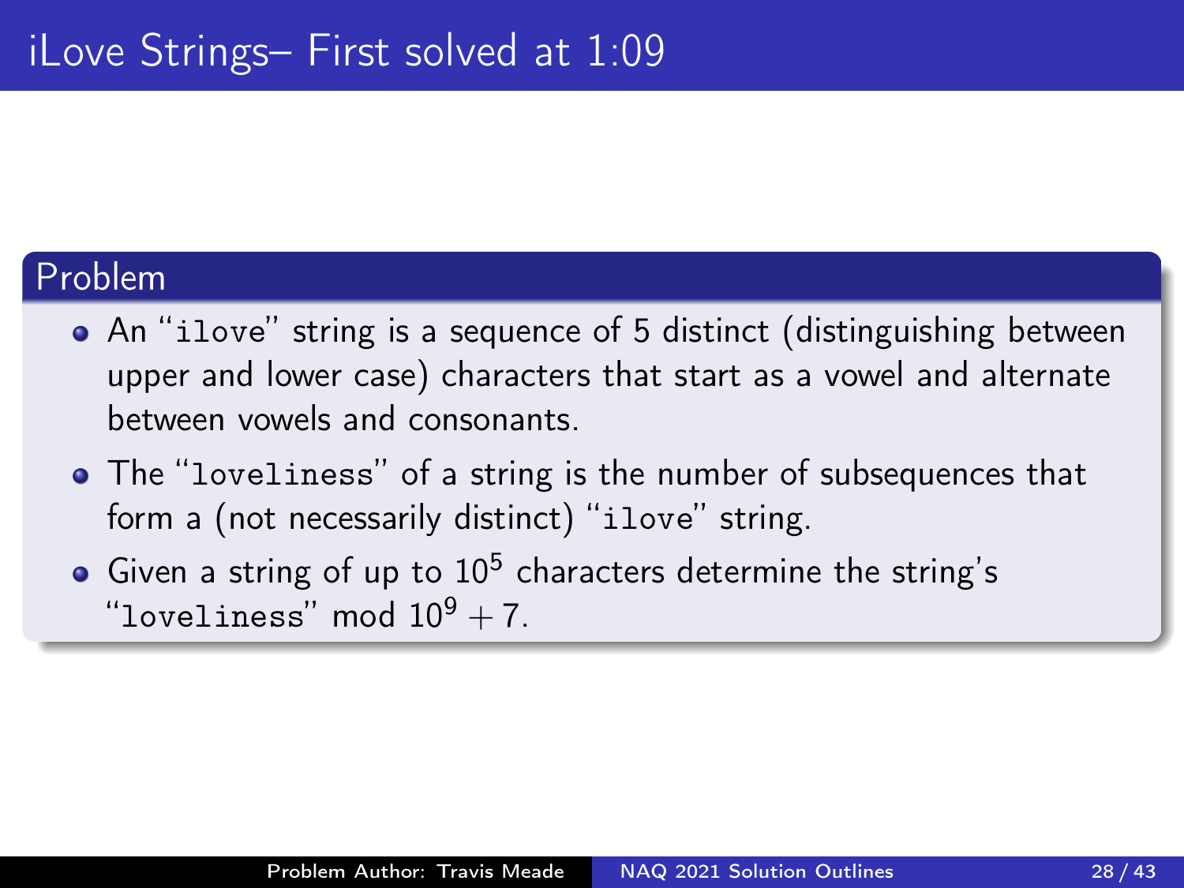# iLove Strings– First solved at 1:09

## Problem

- An "`ilove`" string is a sequence of 5 distinct (distinguishing between upper and lower case) characters that start as a vowel and alternate between vowels and consonants.
- The "`loveliness`" of a string is the number of subsequences that form a (not necessarily distinct) "`ilove`" string.
- Given a string of up to $10^5$ characters determine the string's "`loveliness`" mod $10^9 + 7$.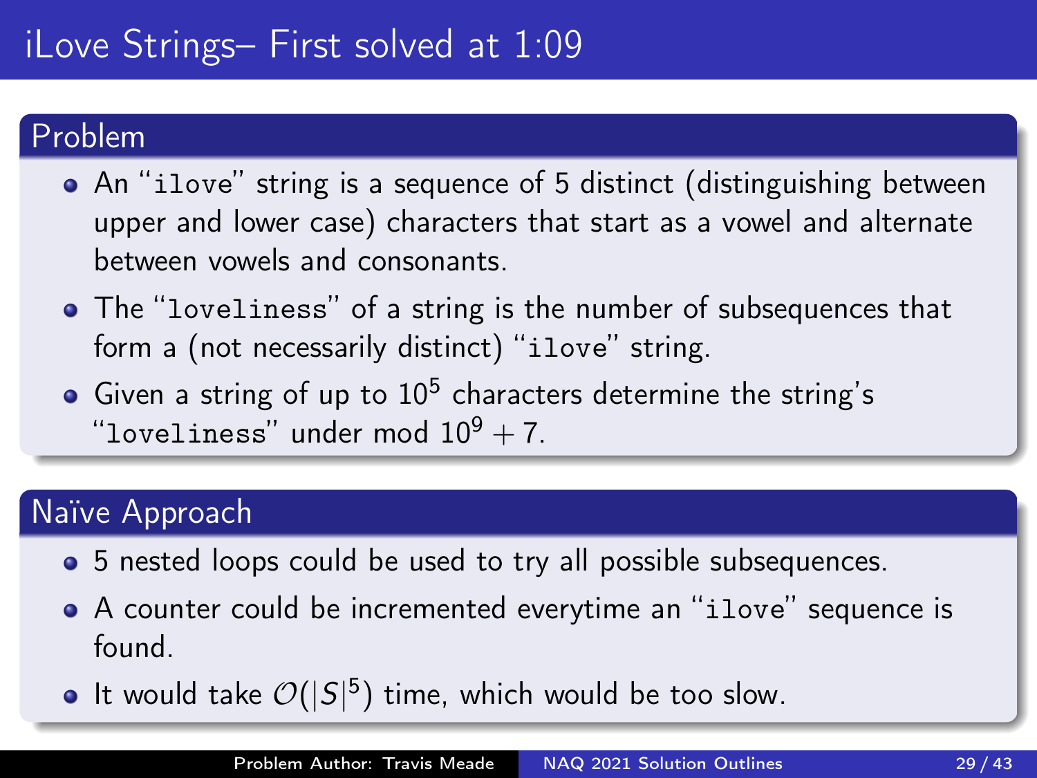# iLove Strings– First solved at 1:09

## Problem

- An "ilove" string is a sequence of 5 distinct (distinguishing between upper and lower case) characters that start as a vowel and alternate between vowels and consonants.
- The "loveliness" of a string is the number of subsequences that form a (not necessarily distinct) "ilove" string.
- Given a string of up to $10^5$ characters determine the string's "loveliness" under mod $10^9 + 7$.

## Naïve Approach

- 5 nested loops could be used to try all possible subsequences.
- A counter could be incremented everytime an "ilove" sequence is found.
- It would take $\mathcal{O}(|S|^5)$ time, which would be too slow.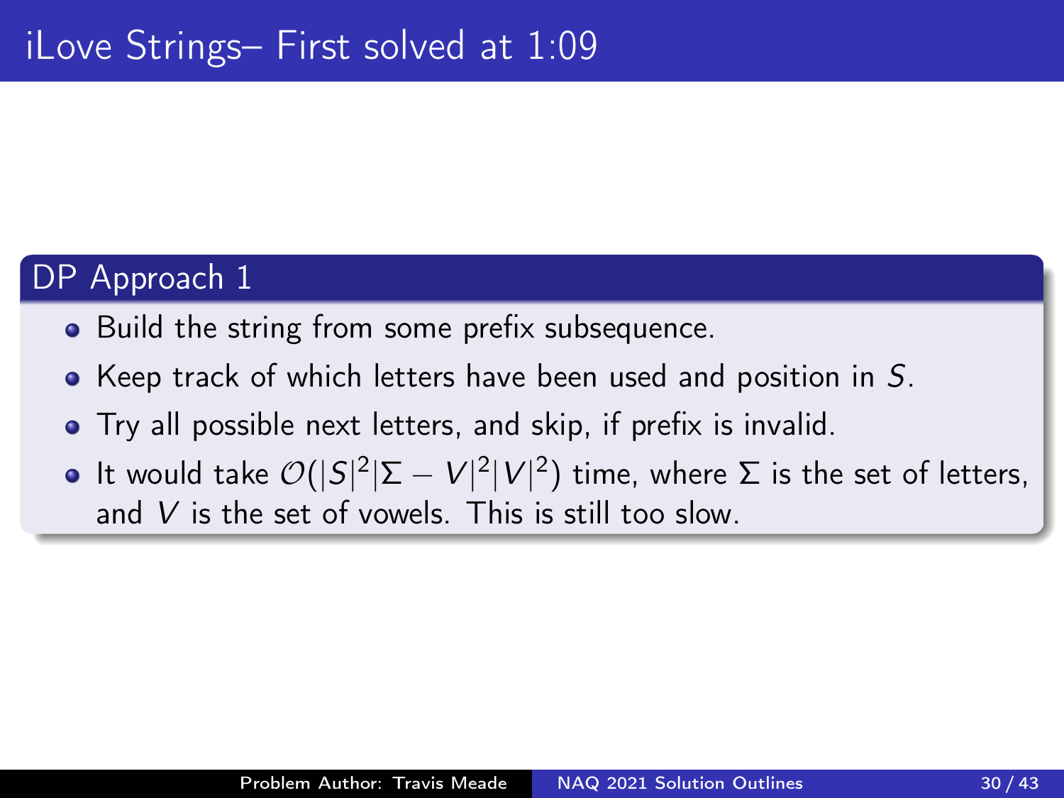# iLove Strings– First solved at 1:09

## DP Approach 1

- Build the string from some prefix subsequence.
- Keep track of which letters have been used and position in $S$.
- Try all possible next letters, and skip, if prefix is invalid.
- It would take $\mathcal{O}(|S|^2|\Sigma - V|^2|V|^2)$ time, where $\Sigma$ is the set of letters, and $V$ is the set of vowels. This is still too slow.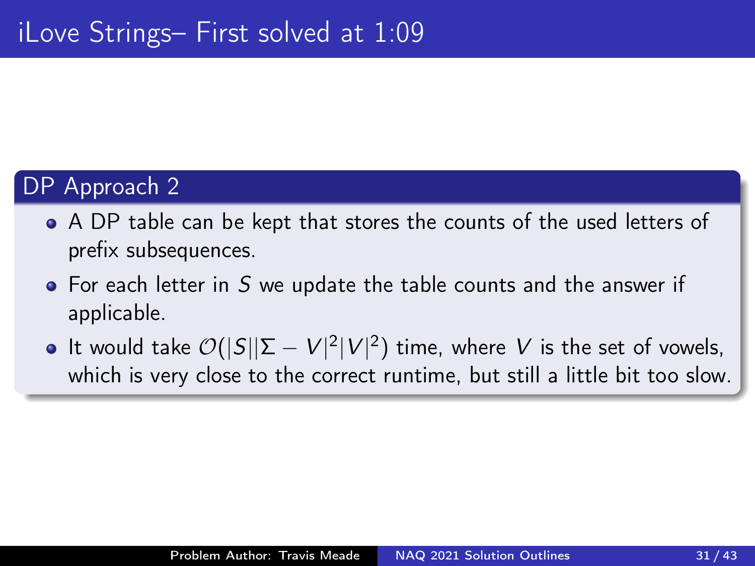# iLove Strings– First solved at 1:09

## DP Approach 2

- A DP table can be kept that stores the counts of the used letters of prefix subsequences.
- For each letter in $S$ we update the table counts and the answer if applicable.
- It would take $\mathcal{O}(|S||\Sigma - V|^2|V|^2)$ time, where $V$ is the set of vowels, which is very close to the correct runtime, but still a little bit too slow.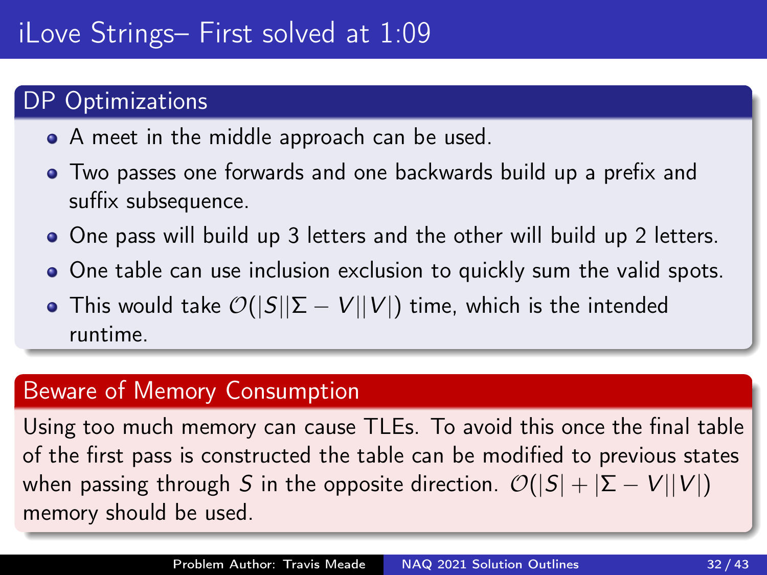# iLove Strings– First solved at 1:09

## DP Optimizations

- A meet in the middle approach can be used.
- Two passes one forwards and one backwards build up a prefix and suffix subsequence.
- One pass will build up 3 letters and the other will build up 2 letters.
- One table can use inclusion exclusion to quickly sum the valid spots.
- This would take $\mathcal{O}(|S||\Sigma - V||V|)$ time, which is the intended runtime.

## Beware of Memory Consumption

Using too much memory can cause TLEs. To avoid this once the final table of the first pass is constructed the table can be modified to previous states when passing through $S$ in the opposite direction. $\mathcal{O}(|S| + |\Sigma - V||V|)$ memory should be used.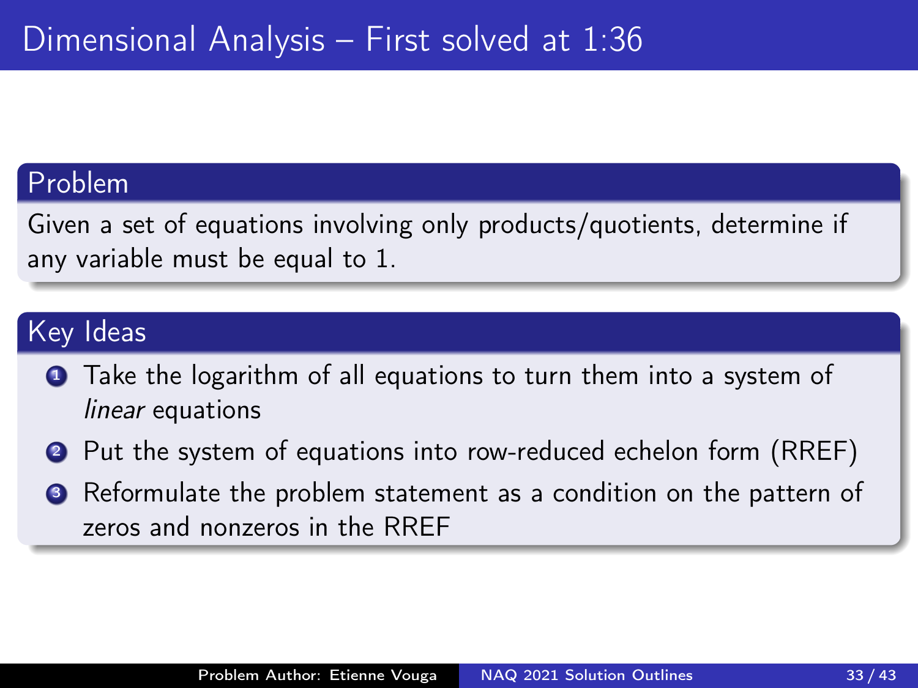# Dimensional Analysis – First solved at 1:36

## Problem

Given a set of equations involving only products/quotients, determine if any variable must be equal to 1.

## Key Ideas

1. Take the logarithm of all equations to turn them into a system of *linear* equations
2. Put the system of equations into row-reduced echelon form (RREF)
3. Reformulate the problem statement as a condition on the pattern of zeros and nonzeros in the RREF

Problem Author: Etienne Vouga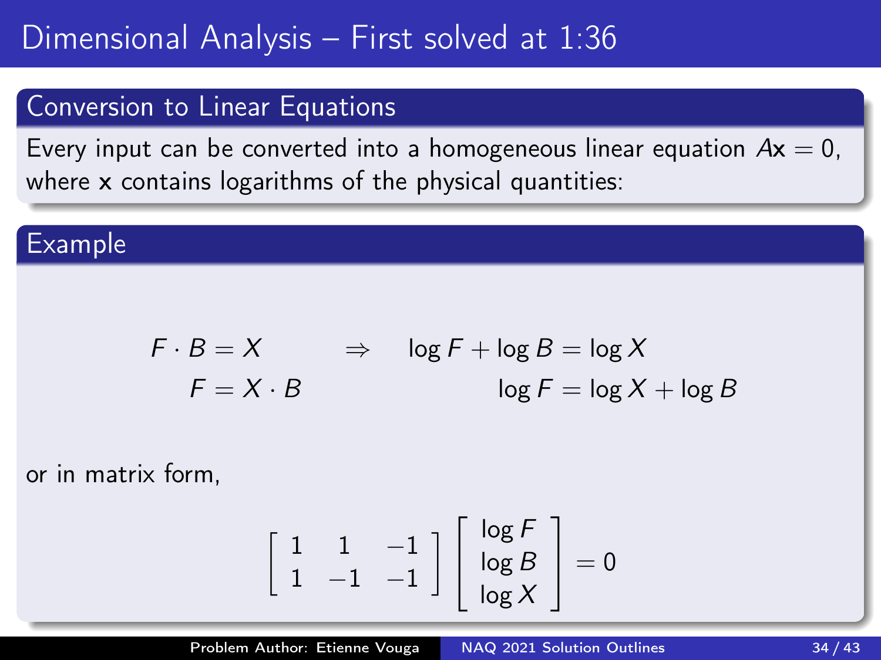# Dimensional Analysis – First solved at 1:36

## Conversion to Linear Equations

Every input can be converted into a homogeneous linear equation $A\mathbf{x} = 0$, where $\mathbf{x}$ contains logarithms of the physical quantities:

## Example

$$
\begin{aligned}
F \cdot B &= X \qquad \Rightarrow \qquad & \log F + \log B &= \log X \\
F &= X \cdot B & \log F &= \log X + \log B
\end{aligned}
$$

or in matrix form,

$$
\begin{bmatrix} 1 & 1 & -1 \\ 1 & -1 & -1 \end{bmatrix} \begin{bmatrix} \log F \\ \log B \\ \log X \end{bmatrix} = 0
$$

Problem Author: Etienne Vouga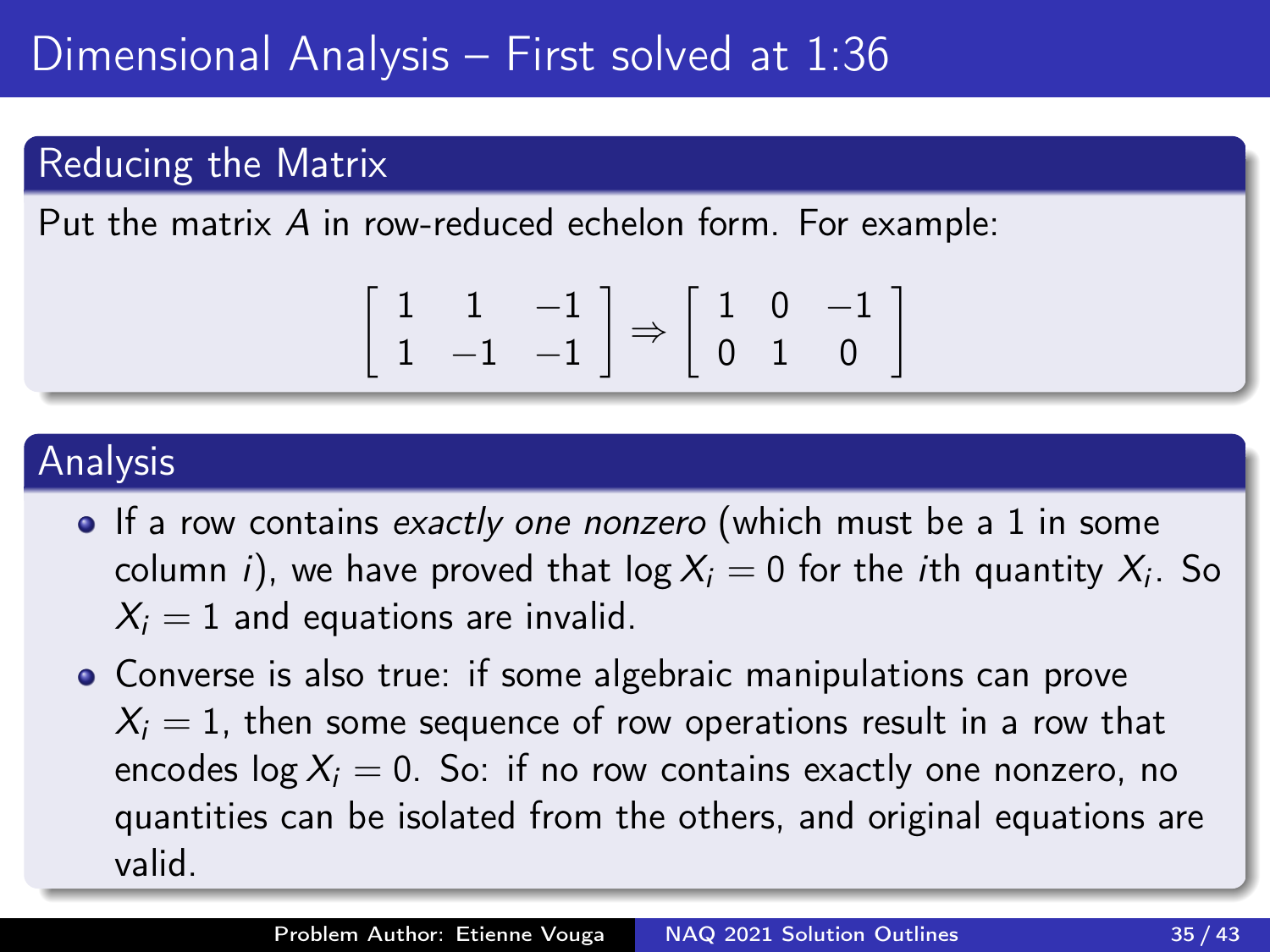# Dimensional Analysis – First solved at 1:36

## Reducing the Matrix

Put the matrix $A$ in row-reduced echelon form. For example:

$$\begin{bmatrix} 1 & 1 & -1 \\ 1 & -1 & -1 \end{bmatrix} \Rightarrow \begin{bmatrix} 1 & 0 & -1 \\ 0 & 1 & 0 \end{bmatrix}$$

## Analysis

- If a row contains *exactly one nonzero* (which must be a 1 in some column $i$), we have proved that $\log X_i = 0$ for the $i$th quantity $X_i$. So $X_i = 1$ and equations are invalid.
- Converse is also true: if some algebraic manipulations can prove $X_i = 1$, then some sequence of row operations result in a row that encodes $\log X_i = 0$. So: if no row contains exactly one nonzero, no quantities can be isolated from the others, and original equations are valid.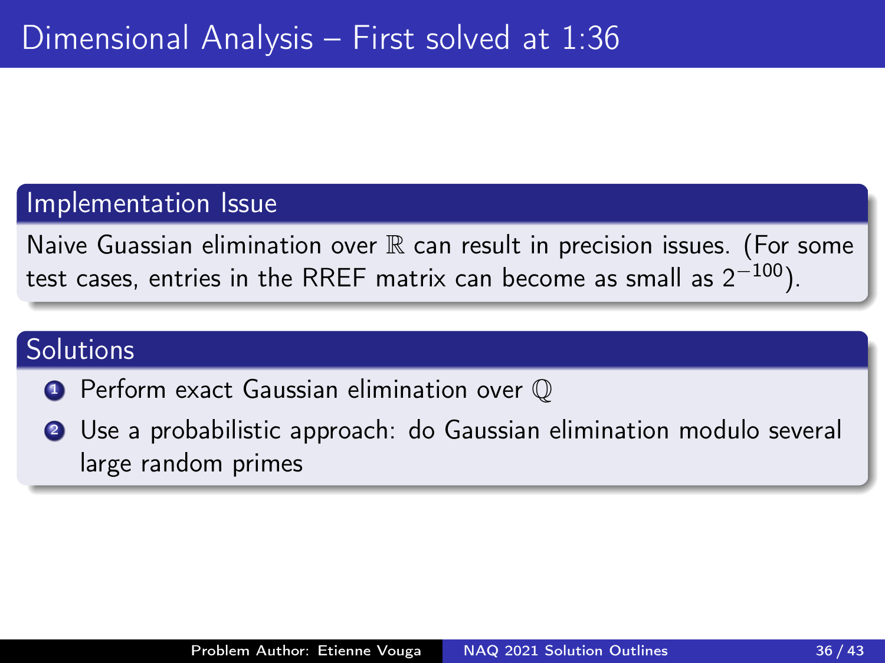# Dimensional Analysis – First solved at 1:36

## Implementation Issue

Naive Guassian elimination over $\mathbb{R}$ can result in precision issues. (For some test cases, entries in the RREF matrix can become as small as $2^{-100}$).

## Solutions

1. Perform exact Gaussian elimination over $\mathbb{Q}$
2. Use a probabilistic approach: do Gaussian elimination modulo several large random primes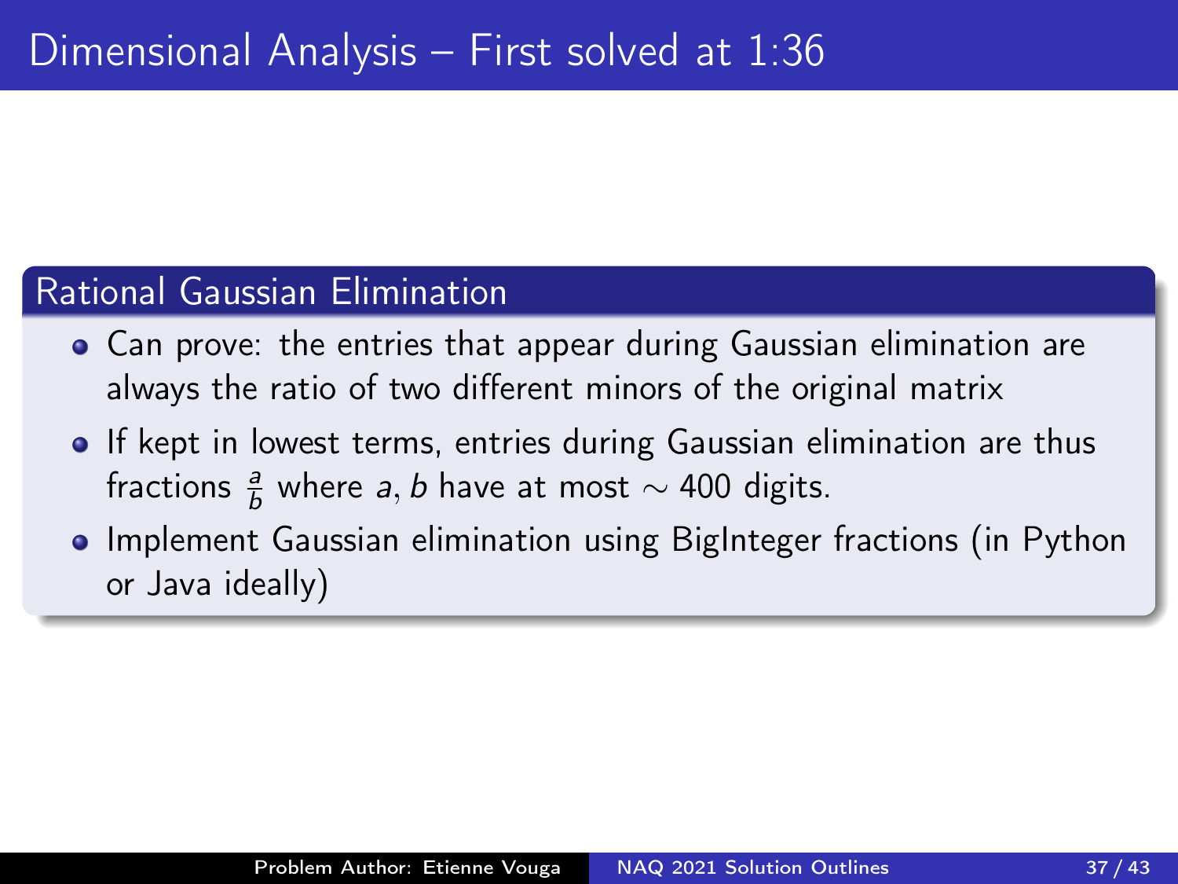# Dimensional Analysis – First solved at 1:36

## Rational Gaussian Elimination

- Can prove: the entries that appear during Gaussian elimination are always the ratio of two different minors of the original matrix
- If kept in lowest terms, entries during Gaussian elimination are thus fractions $\frac{a}{b}$ where $a, b$ have at most $\sim 400$ digits.
- Implement Gaussian elimination using BigInteger fractions (in Python or Java ideally)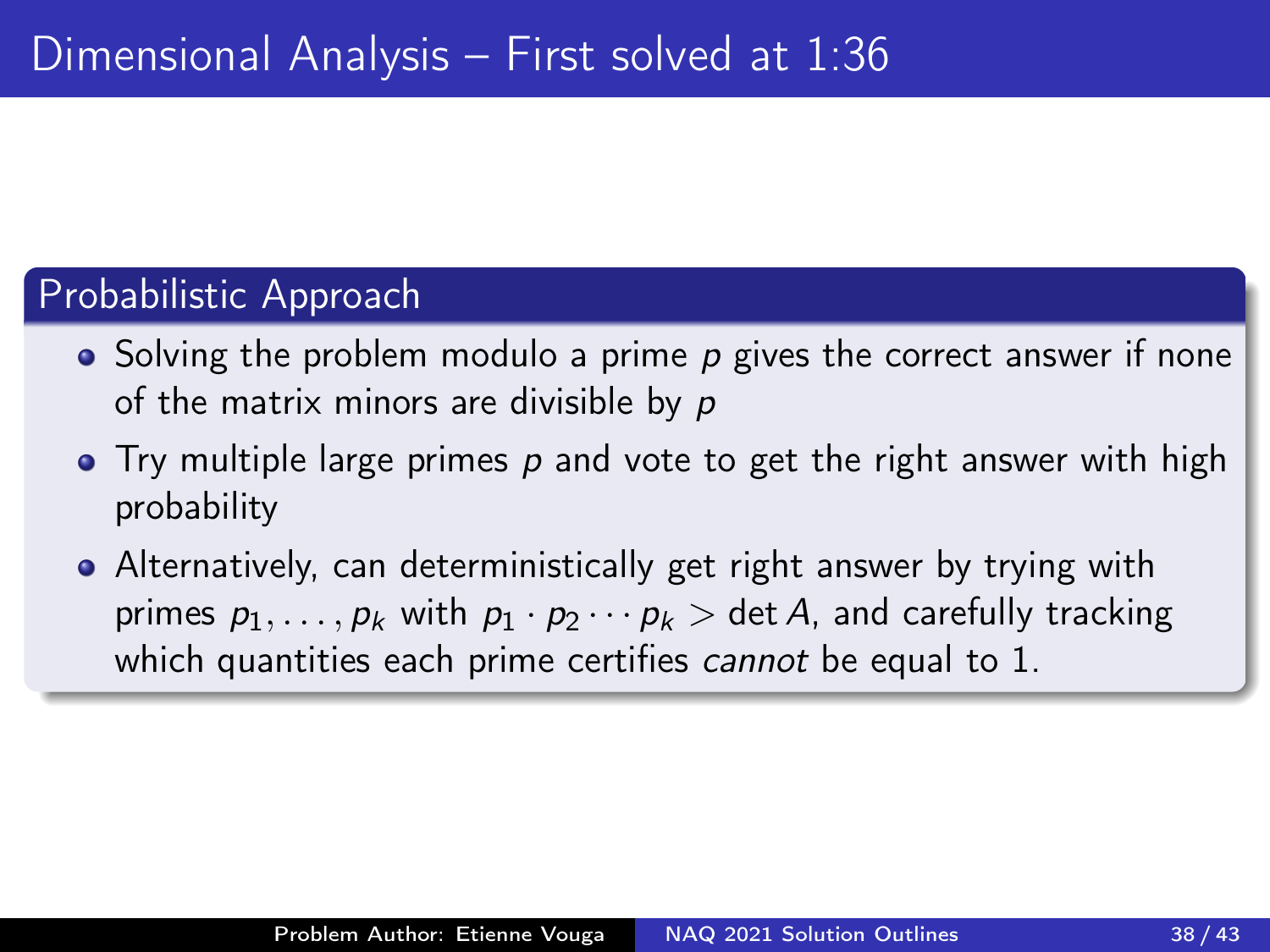# Dimensional Analysis – First solved at 1:36

## Probabilistic Approach

- Solving the problem modulo a prime $p$ gives the correct answer if none of the matrix minors are divisible by $p$
- Try multiple large primes $p$ and vote to get the right answer with high probability
- Alternatively, can deterministically get right answer by trying with primes $p_1, \ldots, p_k$ with $p_1 \cdot p_2 \cdots p_k > \det A$, and carefully tracking which quantities each prime certifies *cannot* be equal to 1.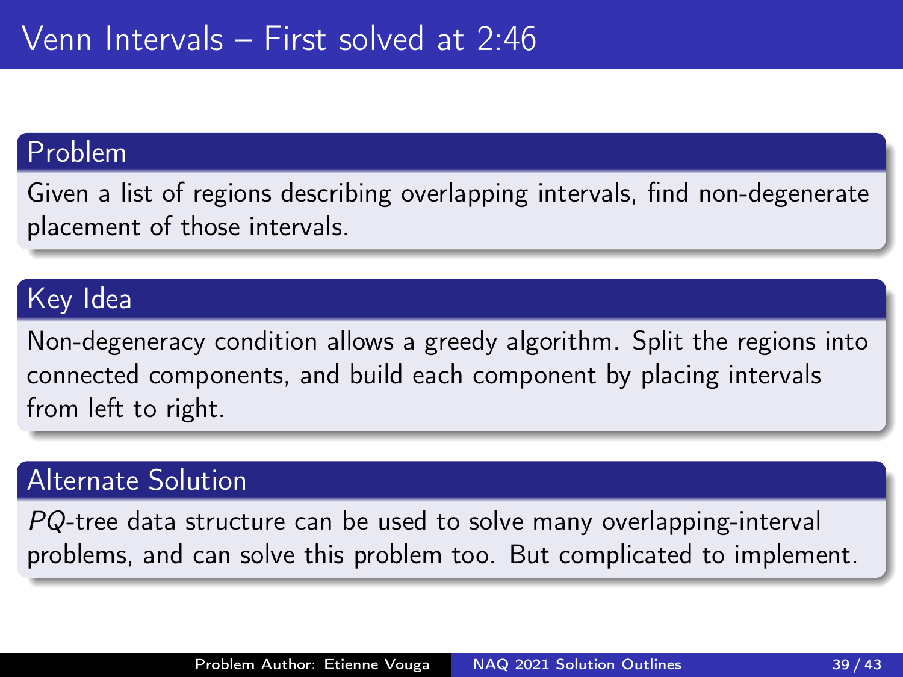# Venn Intervals – First solved at 2:46

## Problem

Given a list of regions describing overlapping intervals, find non-degenerate placement of those intervals.

## Key Idea

Non-degeneracy condition allows a greedy algorithm. Split the regions into connected components, and build each component by placing intervals from left to right.

## Alternate Solution

*PQ*-tree data structure can be used to solve many overlapping-interval problems, and can solve this problem too. But complicated to implement.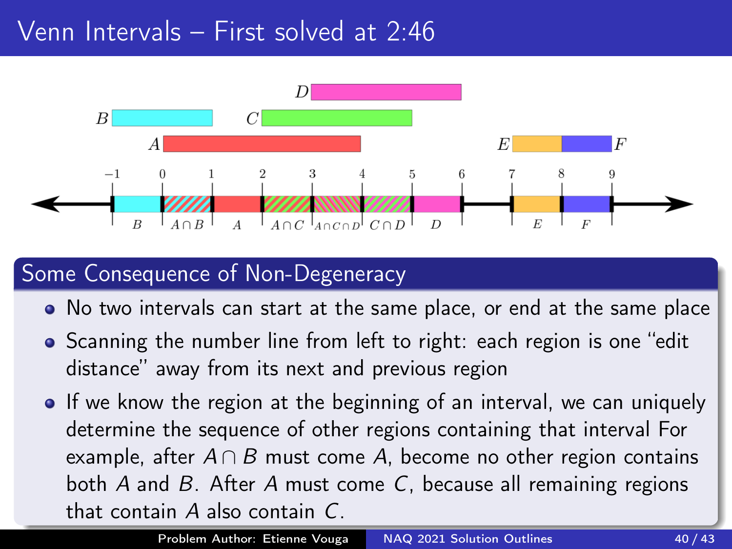# Venn Intervals – First solved at 2:46

D

B C

A E F

−1 0 1 2 3 4 5 6 7 8 9

$B$ $A \cap B$ $A$ $A \cap C$ $A \cap C \cap D$ $C \cap D$ $D$ $E$ $F$

## Some Consequence of Non-Degeneracy

- No two intervals can start at the same place, or end at the same place
- Scanning the number line from left to right: each region is one "edit distance" away from its next and previous region
- If we know the region at the beginning of an interval, we can uniquely determine the sequence of other regions containing that interval For example, after $A \cap B$ must come $A$, become no other region contains both $A$ and $B$. After $A$ must come $C$, because all remaining regions that contain $A$ also contain $C$.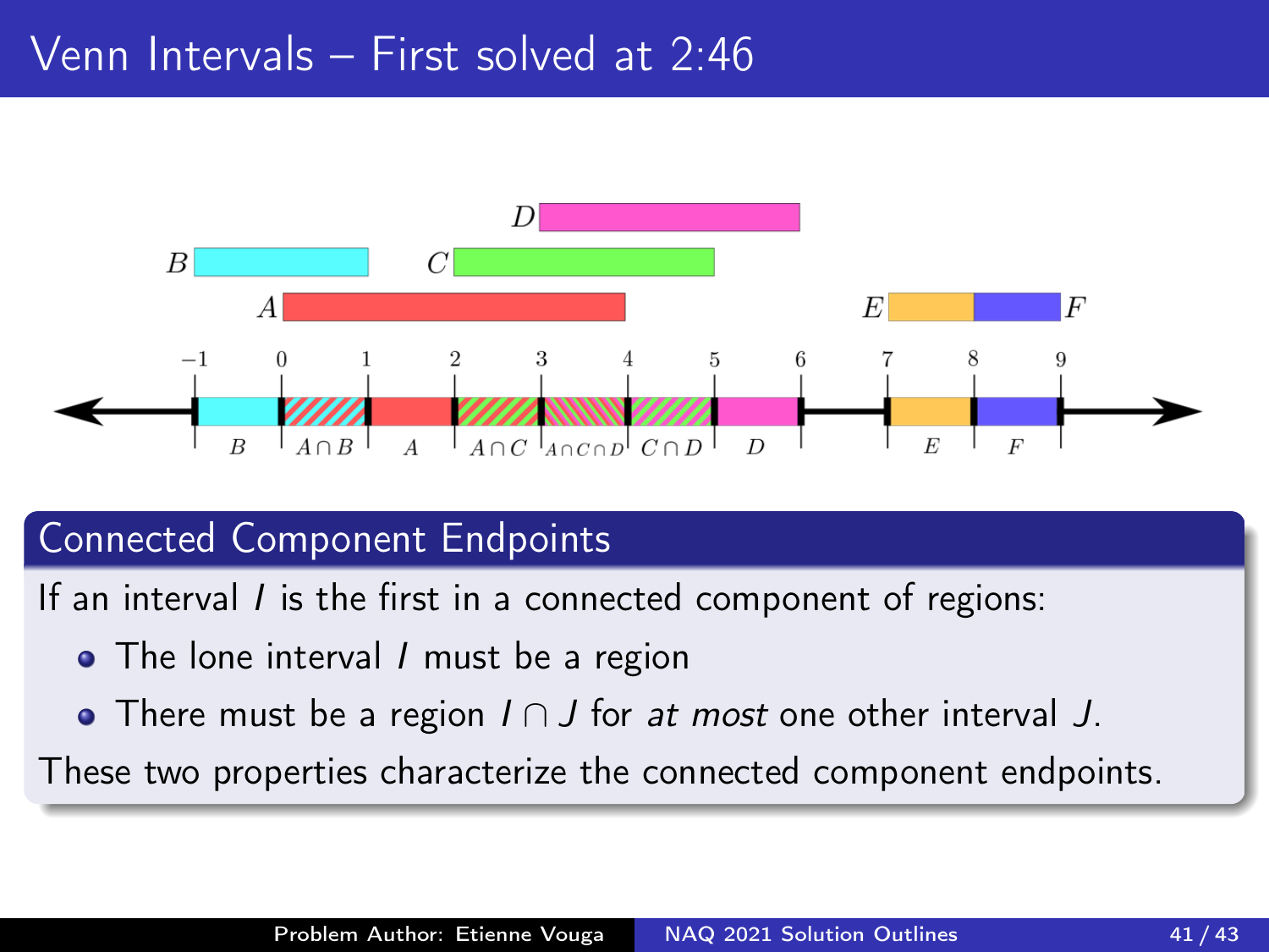# Venn Intervals – First solved at 2:46

D

B C

A E F

−1 0 1 2 3 4 5 6 7 8 9

$B$ $A \cap B$ $A$ $A \cap C$ $A \cap C \cap D$ $C \cap D$ $D$ $E$ $F$

## Connected Component Endpoints

If an interval $I$ is the first in a connected component of regions:

- The lone interval $I$ must be a region
- There must be a region $I \cap J$ for *at most* one other interval $J$.

These two properties characterize the connected component endpoints.

Problem Author: Etienne Vouga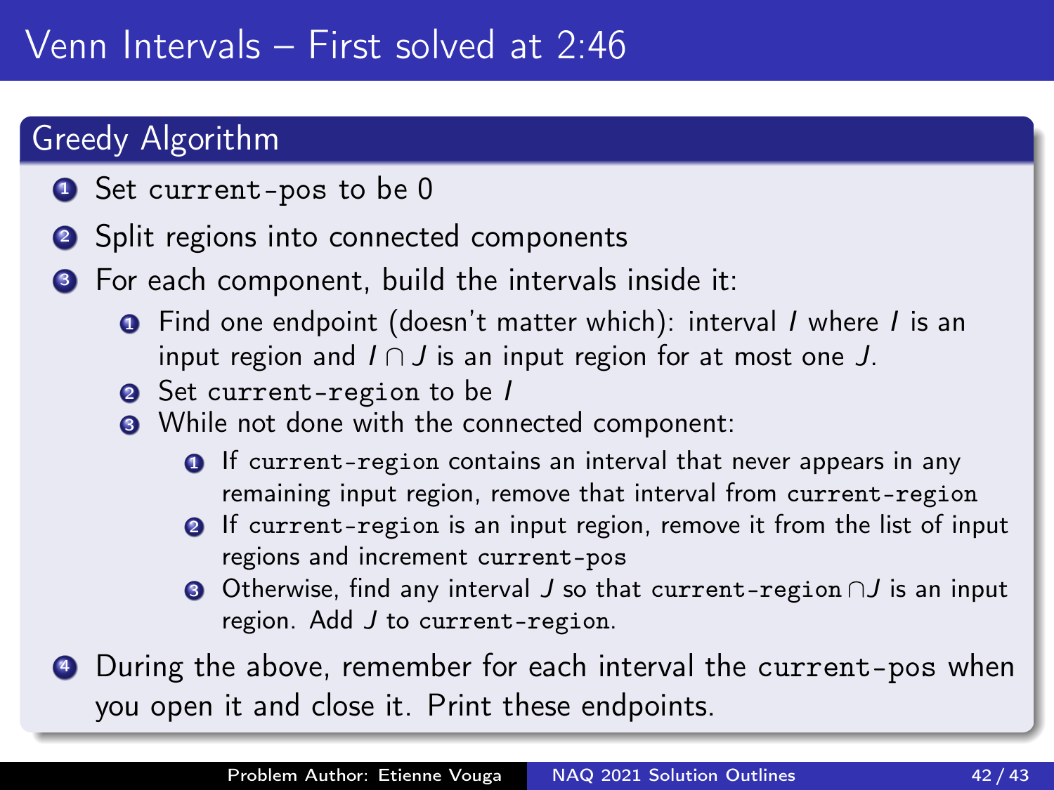# Venn Intervals – First solved at 2:46

## Greedy Algorithm

1. Set `current-pos` to be 0
2. Split regions into connected components
3. For each component, build the intervals inside it:
   1. Find one endpoint (doesn't matter which): interval $I$ where $I$ is an input region and $I \cap J$ is an input region for at most one $J$.
   2. Set `current-region` to be $I$
   3. While not done with the connected component:
      1. If `current-region` contains an interval that never appears in any remaining input region, remove that interval from `current-region`
      2. If `current-region` is an input region, remove it from the list of input regions and increment `current-pos`
      3. Otherwise, find any interval $J$ so that `current-region` $\cap J$ is an input region. Add $J$ to `current-region`.
4. During the above, remember for each interval the `current-pos` when you open it and close it. Print these endpoints.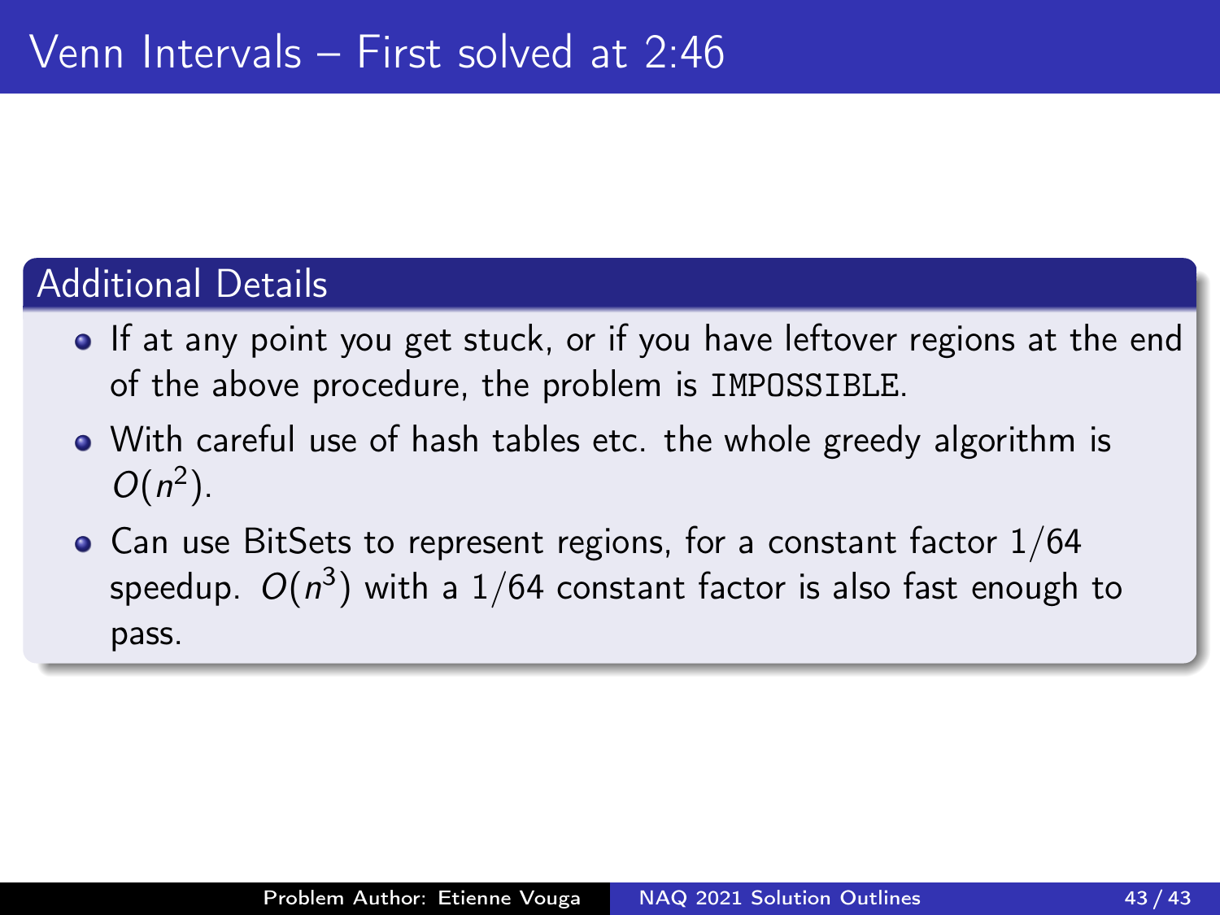# Venn Intervals – First solved at 2:46

## Additional Details

- If at any point you get stuck, or if you have leftover regions at the end of the above procedure, the problem is `IMPOSSIBLE`.
- With careful use of hash tables etc. the whole greedy algorithm is $O(n^2)$.
- Can use BitSets to represent regions, for a constant factor $1/64$ speedup. $O(n^3)$ with a $1/64$ constant factor is also fast enough to pass.